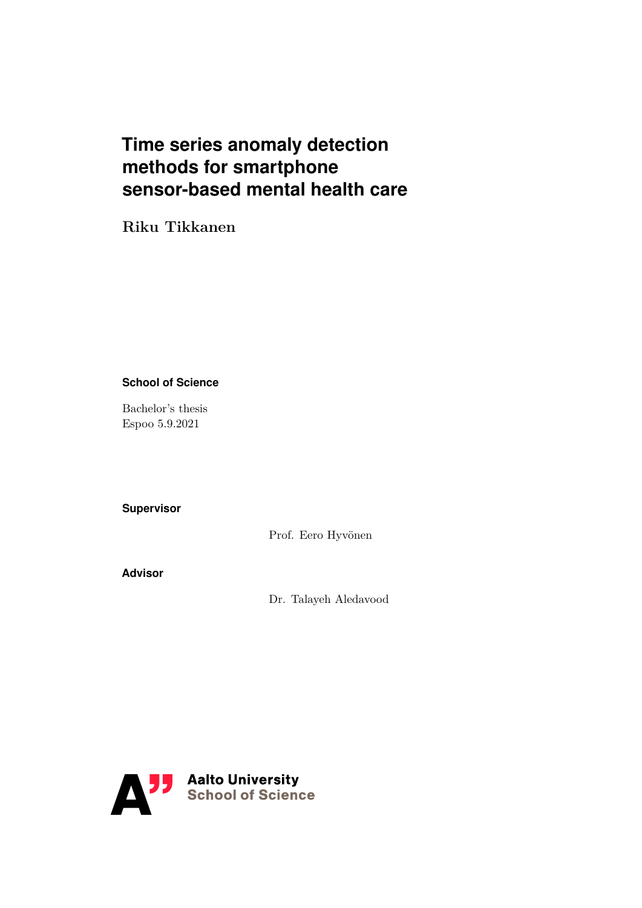# Time series anomaly detection methods for smartphone sensor-based mental health care

**Riku Tikkanen**

**School of Science**

Bachelor's thesis
Espoo 5.9.2021

**Supervisor**

Prof. Eero Hyvönen

**Advisor**

Dr. Talayeh Aledavood

**Aalto University**
**School of Science**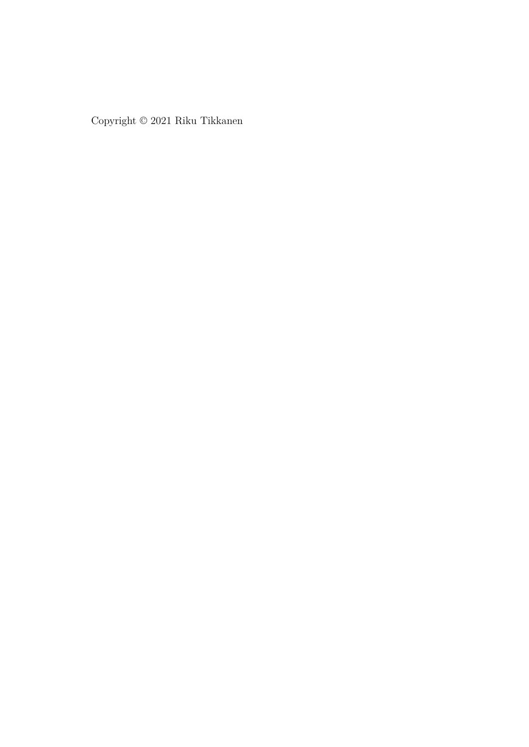Copyright © 2021 Riku Tikkanen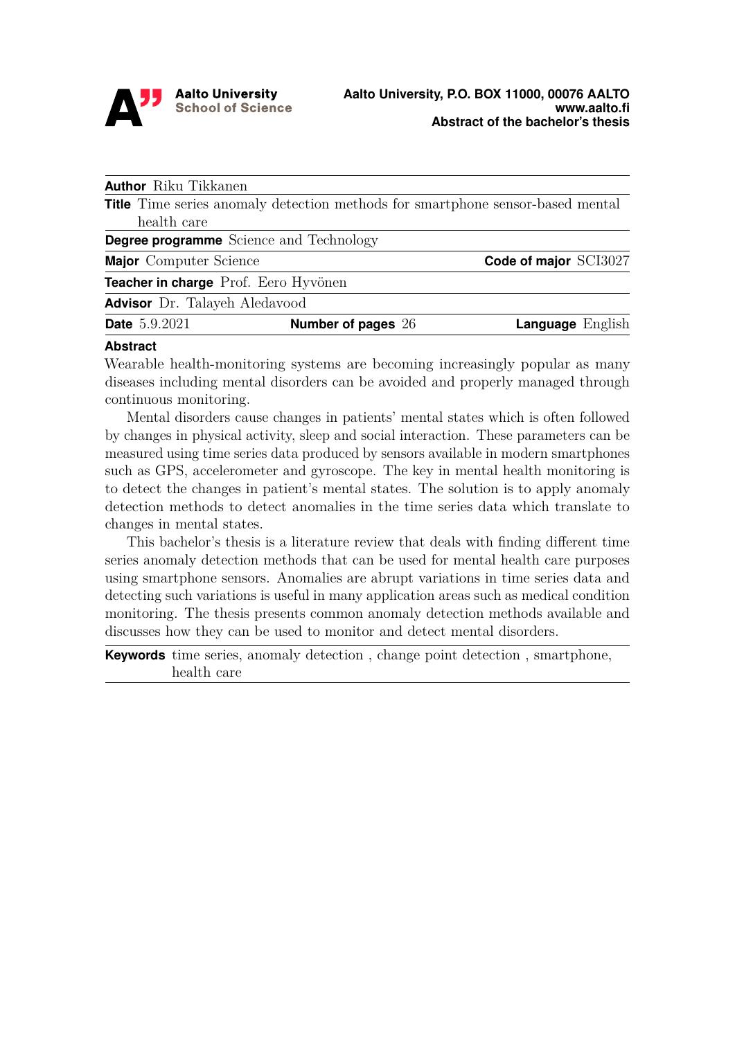**Aalto University**
**School of Science**

**Aalto University, P.O. BOX 11000, 00076 AALTO**
**www.aalto.fi**
**Abstract of the bachelor's thesis**

| | | |
|---|---|---|
| **Author** Riku Tikkanen | | |
| **Title** Time series anomaly detection methods for smartphone sensor-based mental health care | | |
| **Degree programme** Science and Technology | | |
| **Major** Computer Science | | **Code of major** SCI3027 |
| **Teacher in charge** Prof. Eero Hyvönen | | |
| **Advisor** Dr. Talayeh Aledavood | | |
| **Date** 5.9.2021 | **Number of pages** 26 | **Language** English |

**Abstract**

Wearable health-monitoring systems are becoming increasingly popular as many diseases including mental disorders can be avoided and properly managed through continuous monitoring.

Mental disorders cause changes in patients' mental states which is often followed by changes in physical activity, sleep and social interaction. These parameters can be measured using time series data produced by sensors available in modern smartphones such as GPS, accelerometer and gyroscope. The key in mental health monitoring is to detect the changes in patient's mental states. The solution is to apply anomaly detection methods to detect anomalies in the time series data which translate to changes in mental states.

This bachelor's thesis is a literature review that deals with finding different time series anomaly detection methods that can be used for mental health care purposes using smartphone sensors. Anomalies are abrupt variations in time series data and detecting such variations is useful in many application areas such as medical condition monitoring. The thesis presents common anomaly detection methods available and discusses how they can be used to monitor and detect mental disorders.

**Keywords** time series, anomaly detection , change point detection , smartphone, health care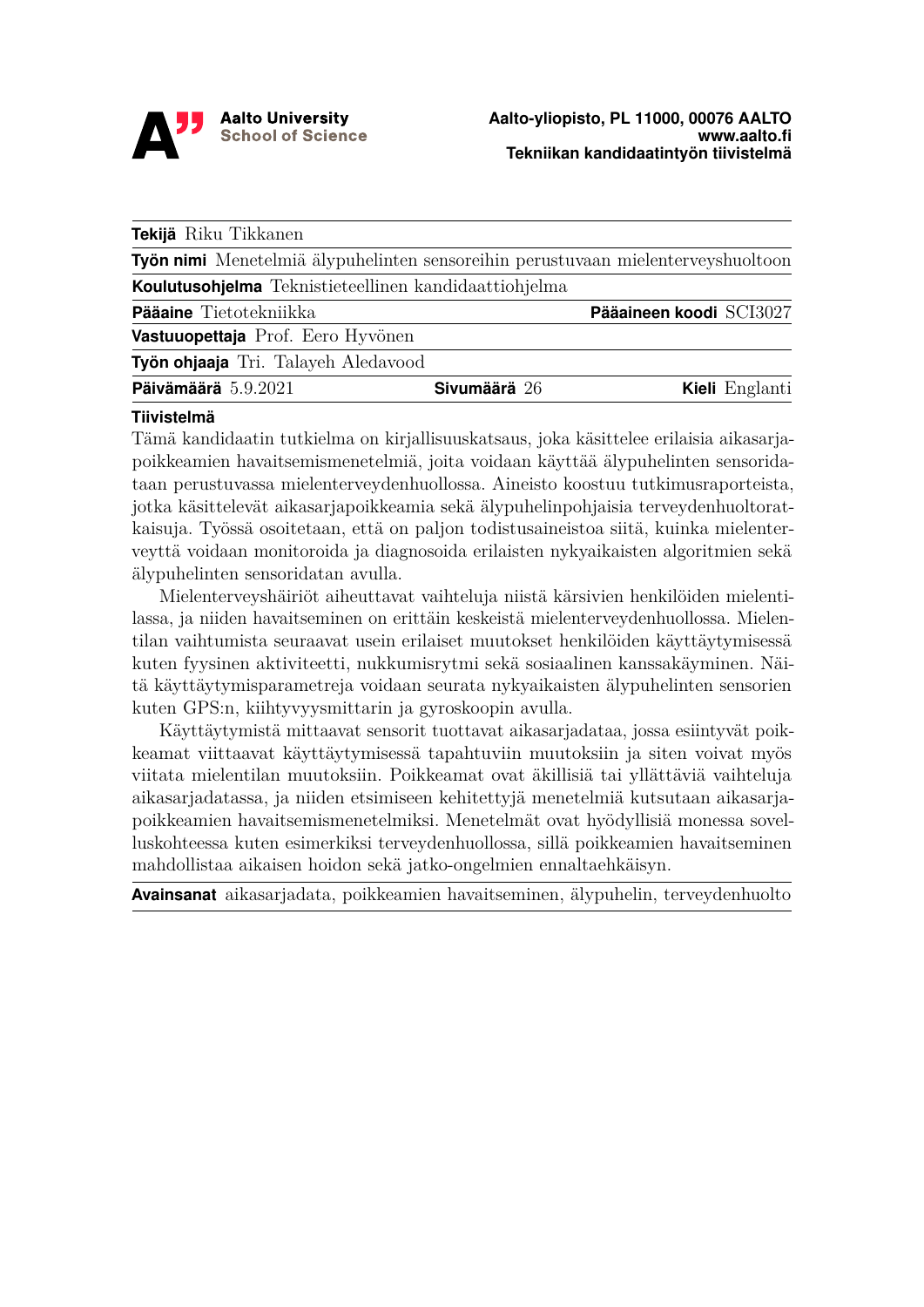**Aalto University**
**School of Science**

**Aalto-yliopisto, PL 11000, 00076 AALTO**
**www.aalto.fi**
**Tekniikan kandidaatintyön tiivistelmä**

| | | |
|---|---|---|
| **Tekijä** Riku Tikkanen | | |
| **Työn nimi** Menetelmiä älypuhelinten sensoreihin perustuvaan mielenterveyshuoltoon | | |
| **Koulutusohjelma** Teknistieteellinen kandidaattiohjelma | | |
| **Pääaine** Tietotekniikka | | **Pääaineen koodi** SCI3027 |
| **Vastuuopettaja** Prof. Eero Hyvönen | | |
| **Työn ohjaaja** Tri. Talayeh Aledavood | | |
| **Päivämäärä** 5.9.2021 | **Sivumäärä** 26 | **Kieli** Englanti |

**Tiivistelmä**

Tämä kandidaatin tutkielma on kirjallisuuskatsaus, joka käsittelee erilaisia aikasarjapoikkeamien havaitsemismenetelmiä, joita voidaan käyttää älypuhelinten sensoridataan perustuvassa mielenterveydenhuollossa. Aineisto koostuu tutkimusraporteista, jotka käsittelevät aikasarjapoikkeamia sekä älypuhelinpohjaisia terveydenhuoltoratkaisuja. Työssä osoitetaan, että on paljon todistusaineistoa siitä, kuinka mielenterveyttä voidaan monitoroida ja diagnosoida erilaisten nykyaikaisten algoritmien sekä älypuhelinten sensoridatan avulla.

Mielenterveyshäiriöt aiheuttavat vaihteluja niistä kärsivien henkilöiden mielentilassa, ja niiden havaitseminen on erittäin keskeistä mielenterveydenhuollossa. Mielentilan vaihtumista seuraavat usein erilaiset muutokset henkilöiden käyttäytymisessä kuten fyysinen aktiviteetti, nukkumisrytmi sekä sosiaalinen kanssakäyminen. Näitä käyttäytymisparametreja voidaan seurata nykyaikaisten älypuhelinten sensorien kuten GPS:n, kiihtyvyysmittarin ja gyroskoopin avulla.

Käyttäytymistä mittaavat sensorit tuottavat aikasarjadataa, jossa esiintyvät poikkeamat viittaavat käyttäytymisessä tapahtuviin muutoksiin ja siten voivat myös viitata mielentilan muutoksiin. Poikkeamat ovat äkillisiä tai yllättäviä vaihteluja aikasarjadatassa, ja niiden etsimiseen kehitettyjä menetelmiä kutsutaan aikasarjapoikkeamien havaitsemismenetelmiksi. Menetelmät ovat hyödyllisiä monessa sovelluskohteessa kuten esimerkiksi terveydenhuollossa, sillä poikkeamien havaitseminen mahdollistaa aikaisen hoidon sekä jatko-ongelmien ennaltaehkäisyn.

**Avainsanat** aikasarjadata, poikkeamien havaitseminen, älypuhelin, terveydenhuolto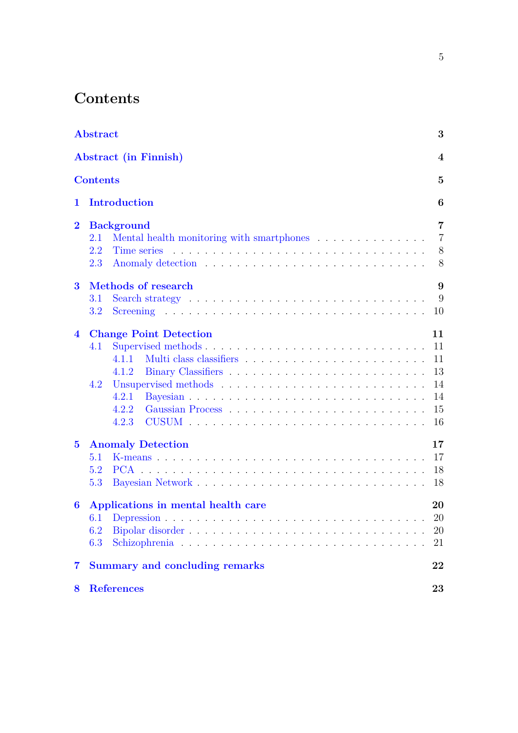# Contents

| | |
|---|---|
| **Abstract** | **3** |
| **Abstract (in Finnish)** | **4** |
| **Contents** | **5** |
| **1 Introduction** | **6** |
| **2 Background** | **7** |
| 2.1 Mental health monitoring with smartphones | 7 |
| 2.2 Time series | 8 |
| 2.3 Anomaly detection | 8 |
| **3 Methods of research** | **9** |
| 3.1 Search strategy | 9 |
| 3.2 Screening | 10 |
| **4 Change Point Detection** | **11** |
| 4.1 Supervised methods | 11 |
| 4.1.1 Multi class classifiers | 11 |
| 4.1.2 Binary Classifiers | 13 |
| 4.2 Unsupervised methods | 14 |
| 4.2.1 Bayesian | 14 |
| 4.2.2 Gaussian Process | 15 |
| 4.2.3 CUSUM | 16 |
| **5 Anomaly Detection** | **17** |
| 5.1 K-means | 17 |
| 5.2 PCA | 18 |
| 5.3 Bayesian Network | 18 |
| **6 Applications in mental health care** | **20** |
| 6.1 Depression | 20 |
| 6.2 Bipolar disorder | 20 |
| 6.3 Schizophrenia | 21 |
| **7 Summary and concluding remarks** | **22** |
| **8 References** | **23** |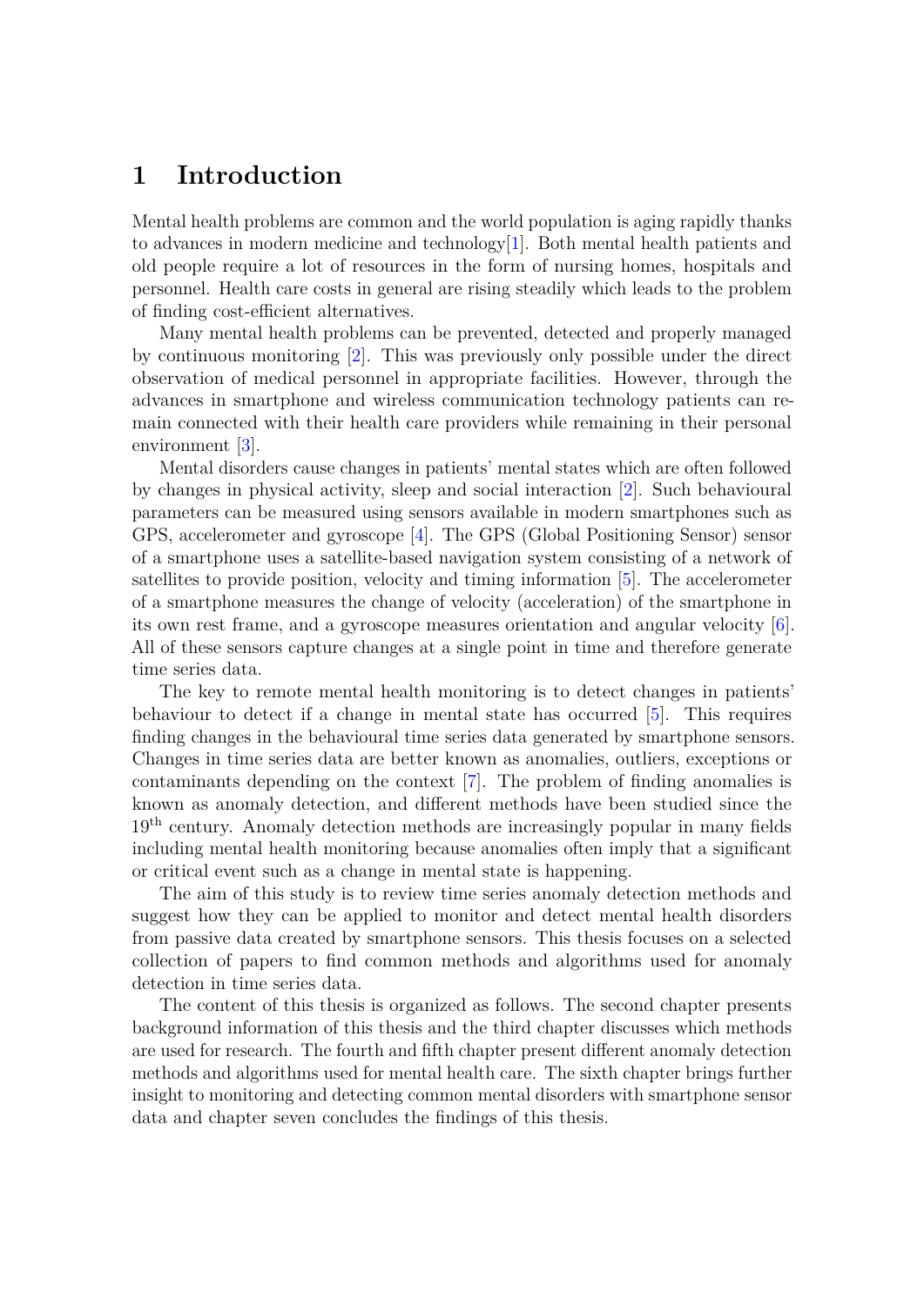# 1 Introduction

Mental health problems are common and the world population is aging rapidly thanks to advances in modern medicine and technology[1]. Both mental health patients and old people require a lot of resources in the form of nursing homes, hospitals and personnel. Health care costs in general are rising steadily which leads to the problem of finding cost-efficient alternatives.

Many mental health problems can be prevented, detected and properly managed by continuous monitoring [2]. This was previously only possible under the direct observation of medical personnel in appropriate facilities. However, through the advances in smartphone and wireless communication technology patients can remain connected with their health care providers while remaining in their personal environment [3].

Mental disorders cause changes in patients' mental states which are often followed by changes in physical activity, sleep and social interaction [2]. Such behavioural parameters can be measured using sensors available in modern smartphones such as GPS, accelerometer and gyroscope [4]. The GPS (Global Positioning Sensor) sensor of a smartphone uses a satellite-based navigation system consisting of a network of satellites to provide position, velocity and timing information [5]. The accelerometer of a smartphone measures the change of velocity (acceleration) of the smartphone in its own rest frame, and a gyroscope measures orientation and angular velocity [6]. All of these sensors capture changes at a single point in time and therefore generate time series data.

The key to remote mental health monitoring is to detect changes in patients' behaviour to detect if a change in mental state has occurred [5]. This requires finding changes in the behavioural time series data generated by smartphone sensors. Changes in time series data are better known as anomalies, outliers, exceptions or contaminants depending on the context [7]. The problem of finding anomalies is known as anomaly detection, and different methods have been studied since the 19$^{th}$ century. Anomaly detection methods are increasingly popular in many fields including mental health monitoring because anomalies often imply that a significant or critical event such as a change in mental state is happening.

The aim of this study is to review time series anomaly detection methods and suggest how they can be applied to monitor and detect mental health disorders from passive data created by smartphone sensors. This thesis focuses on a selected collection of papers to find common methods and algorithms used for anomaly detection in time series data.

The content of this thesis is organized as follows. The second chapter presents background information of this thesis and the third chapter discusses which methods are used for research. The fourth and fifth chapter present different anomaly detection methods and algorithms used for mental health care. The sixth chapter brings further insight to monitoring and detecting common mental disorders with smartphone sensor data and chapter seven concludes the findings of this thesis.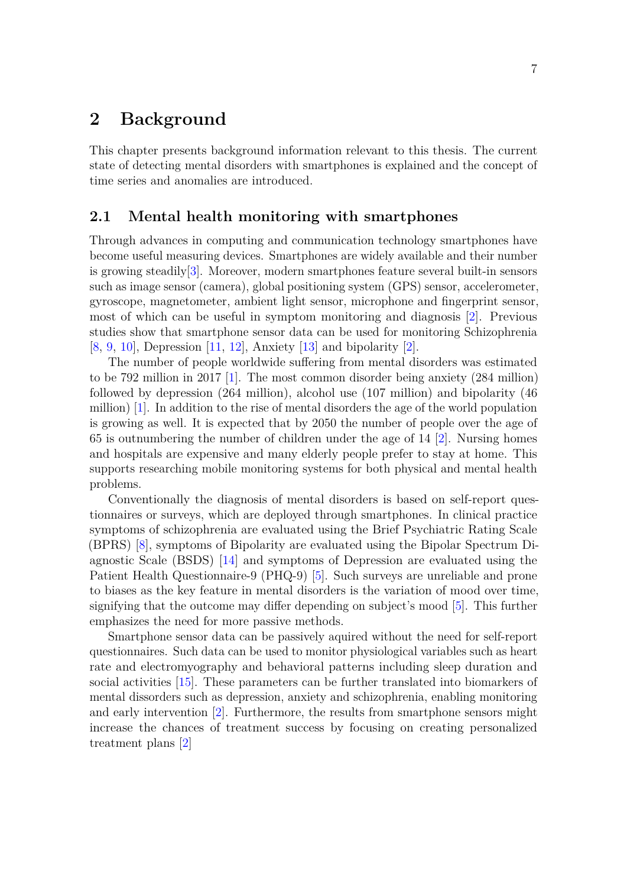# 2 Background

This chapter presents background information relevant to this thesis. The current state of detecting mental disorders with smartphones is explained and the concept of time series and anomalies are introduced.

## 2.1 Mental health monitoring with smartphones

Through advances in computing and communication technology smartphones have become useful measuring devices. Smartphones are widely available and their number is growing steadily[3]. Moreover, modern smartphones feature several built-in sensors such as image sensor (camera), global positioning system (GPS) sensor, accelerometer, gyroscope, magnetometer, ambient light sensor, microphone and fingerprint sensor, most of which can be useful in symptom monitoring and diagnosis [2]. Previous studies show that smartphone sensor data can be used for monitoring Schizophrenia [8, 9, 10], Depression [11, 12], Anxiety [13] and bipolarity [2].

The number of people worldwide suffering from mental disorders was estimated to be 792 million in 2017 [1]. The most common disorder being anxiety (284 million) followed by depression (264 million), alcohol use (107 million) and bipolarity (46 million) [1]. In addition to the rise of mental disorders the age of the world population is growing as well. It is expected that by 2050 the number of people over the age of 65 is outnumbering the number of children under the age of 14 [2]. Nursing homes and hospitals are expensive and many elderly people prefer to stay at home. This supports researching mobile monitoring systems for both physical and mental health problems.

Conventionally the diagnosis of mental disorders is based on self-report questionnaires or surveys, which are deployed through smartphones. In clinical practice symptoms of schizophrenia are evaluated using the Brief Psychiatric Rating Scale (BPRS) [8], symptoms of Bipolarity are evaluated using the Bipolar Spectrum Diagnostic Scale (BSDS) [14] and symptoms of Depression are evaluated using the Patient Health Questionnaire-9 (PHQ-9) [5]. Such surveys are unreliable and prone to biases as the key feature in mental disorders is the variation of mood over time, signifying that the outcome may differ depending on subject's mood [5]. This further emphasizes the need for more passive methods.

Smartphone sensor data can be passively aquired without the need for self-report questionnaires. Such data can be used to monitor physiological variables such as heart rate and electromyography and behavioral patterns including sleep duration and social activities [15]. These parameters can be further translated into biomarkers of mental dissorders such as depression, anxiety and schizophrenia, enabling monitoring and early intervention [2]. Furthermore, the results from smartphone sensors might increase the chances of treatment success by focusing on creating personalized treatment plans [2]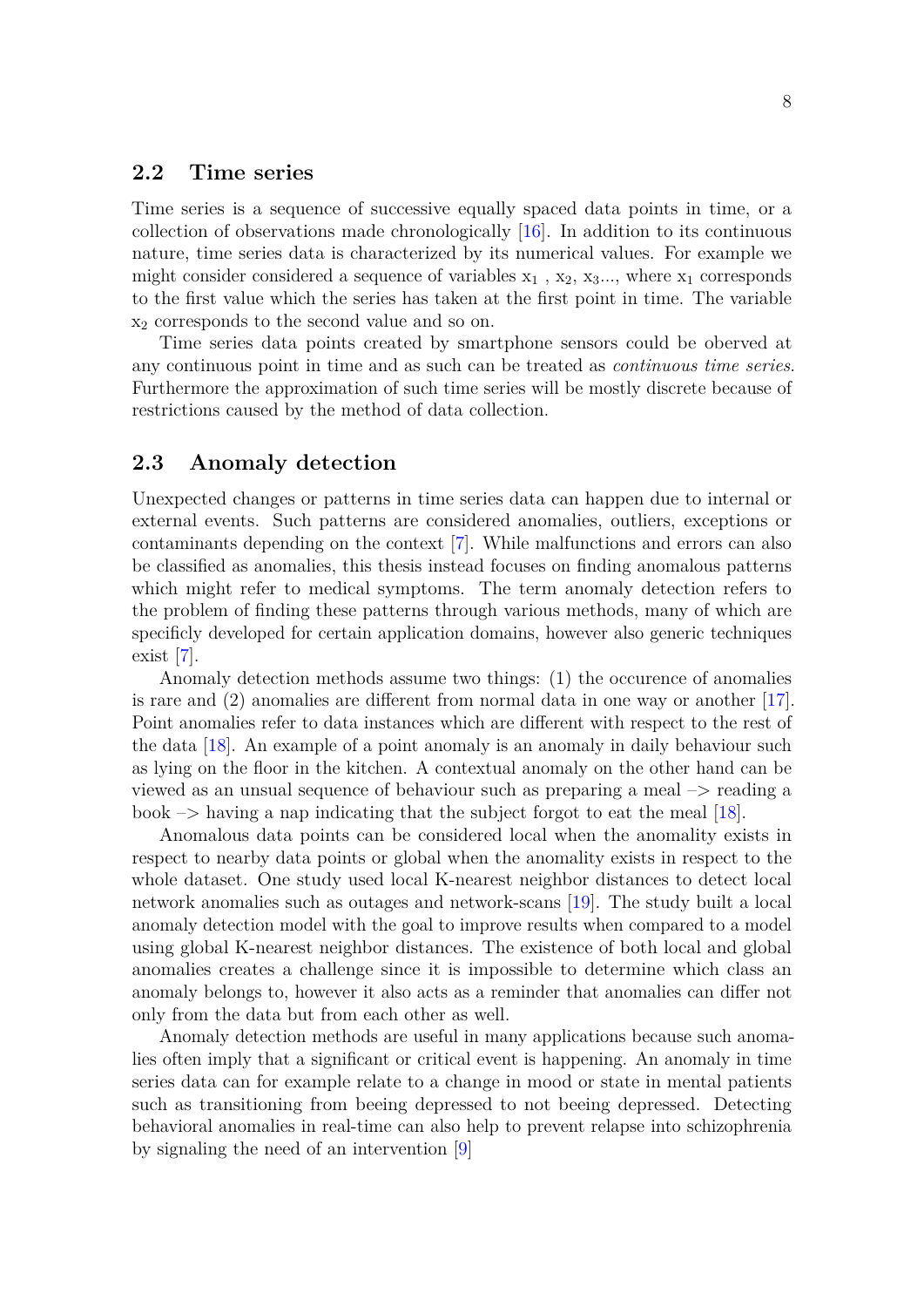## 2.2 Time series

Time series is a sequence of successive equally spaced data points in time, or a collection of observations made chronologically [16]. In addition to its continuous nature, time series data is characterized by its numerical values. For example we might consider considered a sequence of variables $x_1$ , $x_2$, $x_3$..., where $x_1$ corresponds to the first value which the series has taken at the first point in time. The variable $x_2$ corresponds to the second value and so on.

Time series data points created by smartphone sensors could be oberved at any continuous point in time and as such can be treated as *continuous time series*. Furthermore the approximation of such time series will be mostly discrete because of restrictions caused by the method of data collection.

## 2.3 Anomaly detection

Unexpected changes or patterns in time series data can happen due to internal or external events. Such patterns are considered anomalies, outliers, exceptions or contaminants depending on the context [7]. While malfunctions and errors can also be classified as anomalies, this thesis instead focuses on finding anomalous patterns which might refer to medical symptoms. The term anomaly detection refers to the problem of finding these patterns through various methods, many of which are specificly developed for certain application domains, however also generic techniques exist [7].

Anomaly detection methods assume two things: (1) the occurence of anomalies is rare and (2) anomalies are different from normal data in one way or another [17]. Point anomalies refer to data instances which are different with respect to the rest of the data [18]. An example of a point anomaly is an anomaly in daily behaviour such as lying on the floor in the kitchen. A contextual anomaly on the other hand can be viewed as an unsual sequence of behaviour such as preparing a meal –> reading a book –> having a nap indicating that the subject forgot to eat the meal [18].

Anomalous data points can be considered local when the anomality exists in respect to nearby data points or global when the anomality exists in respect to the whole dataset. One study used local K-nearest neighbor distances to detect local network anomalies such as outages and network-scans [19]. The study built a local anomaly detection model with the goal to improve results when compared to a model using global K-nearest neighbor distances. The existence of both local and global anomalies creates a challenge since it is impossible to determine which class an anomaly belongs to, however it also acts as a reminder that anomalies can differ not only from the data but from each other as well.

Anomaly detection methods are useful in many applications because such anomalies often imply that a significant or critical event is happening. An anomaly in time series data can for example relate to a change in mood or state in mental patients such as transitioning from beeing depressed to not beeing depressed. Detecting behavioral anomalies in real-time can also help to prevent relapse into schizophrenia by signaling the need of an intervention [9]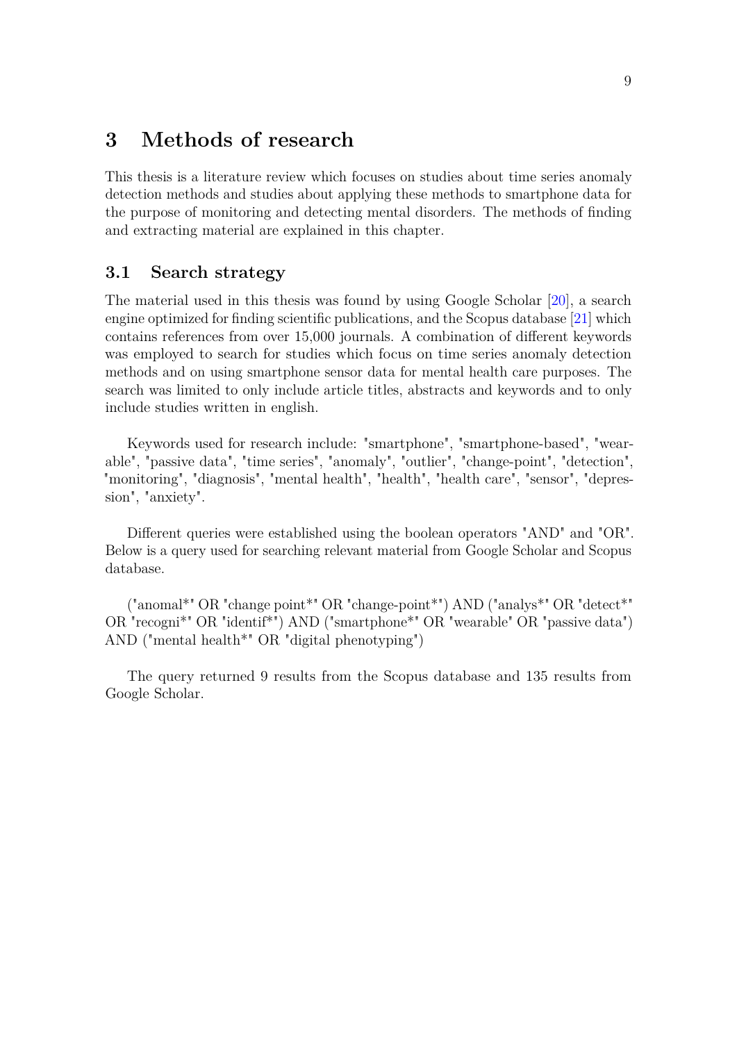# 3 Methods of research

This thesis is a literature review which focuses on studies about time series anomaly detection methods and studies about applying these methods to smartphone data for the purpose of monitoring and detecting mental disorders. The methods of finding and extracting material are explained in this chapter.

## 3.1 Search strategy

The material used in this thesis was found by using Google Scholar [20], a search engine optimized for finding scientific publications, and the Scopus database [21] which contains references from over 15,000 journals. A combination of different keywords was employed to search for studies which focus on time series anomaly detection methods and on using smartphone sensor data for mental health care purposes. The search was limited to only include article titles, abstracts and keywords and to only include studies written in english.

Keywords used for research include: "smartphone", "smartphone-based", "wearable", "passive data", "time series", "anomaly", "outlier", "change-point", "detection", "monitoring", "diagnosis", "mental health", "health", "health care", "sensor", "depression", "anxiety".

Different queries were established using the boolean operators "AND" and "OR". Below is a query used for searching relevant material from Google Scholar and Scopus database.

("anomal*" OR "change point*" OR "change-point*") AND ("analys*" OR "detect*" OR "recogni*" OR "identif*") AND ("smartphone*" OR "wearable" OR "passive data") AND ("mental health*" OR "digital phenotyping")

The query returned 9 results from the Scopus database and 135 results from Google Scholar.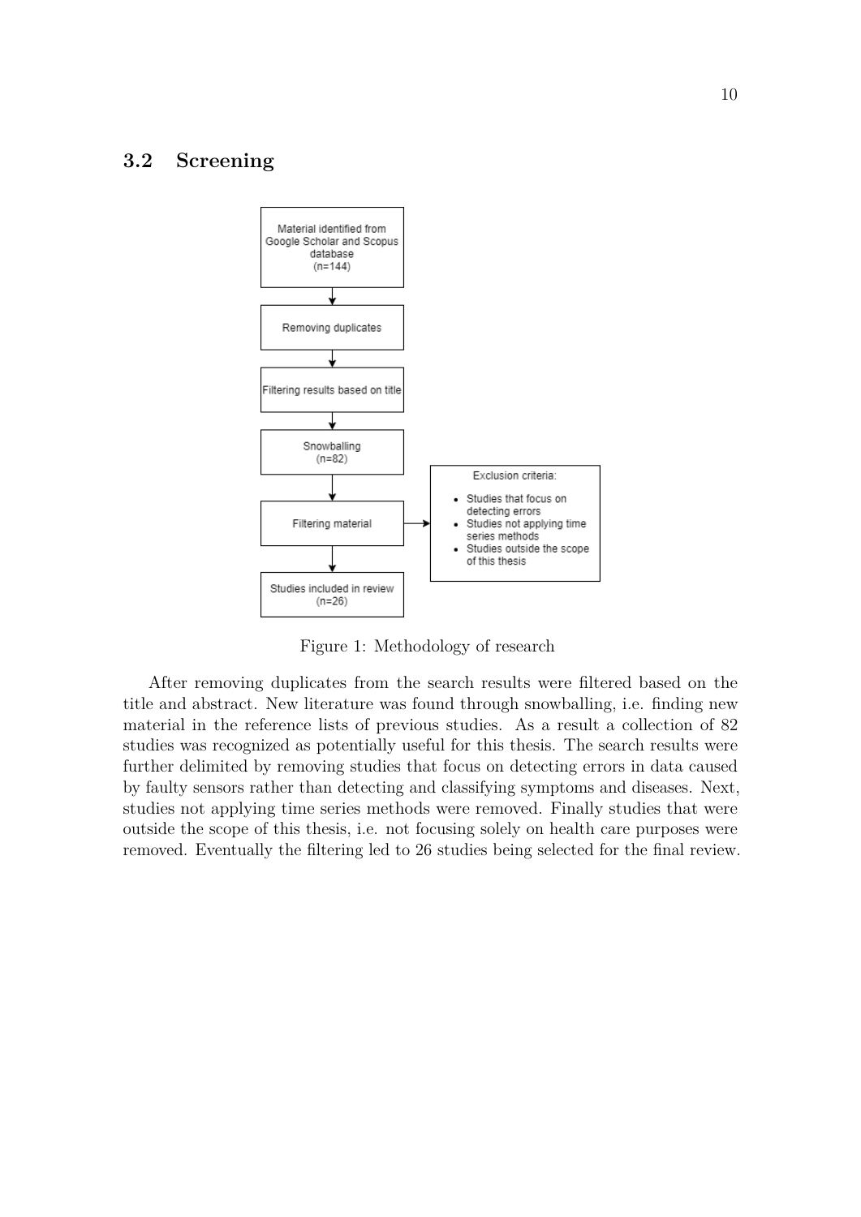## 3.2 Screening

Figure 1: Methodology of research

After removing duplicates from the search results were filtered based on the title and abstract. New literature was found through snowballing, i.e. finding new material in the reference lists of previous studies. As a result a collection of 82 studies was recognized as potentially useful for this thesis. The search results were further delimited by removing studies that focus on detecting errors in data caused by faulty sensors rather than detecting and classifying symptoms and diseases. Next, studies not applying time series methods were removed. Finally studies that were outside the scope of this thesis, i.e. not focusing solely on health care purposes were removed. Eventually the filtering led to 26 studies being selected for the final review.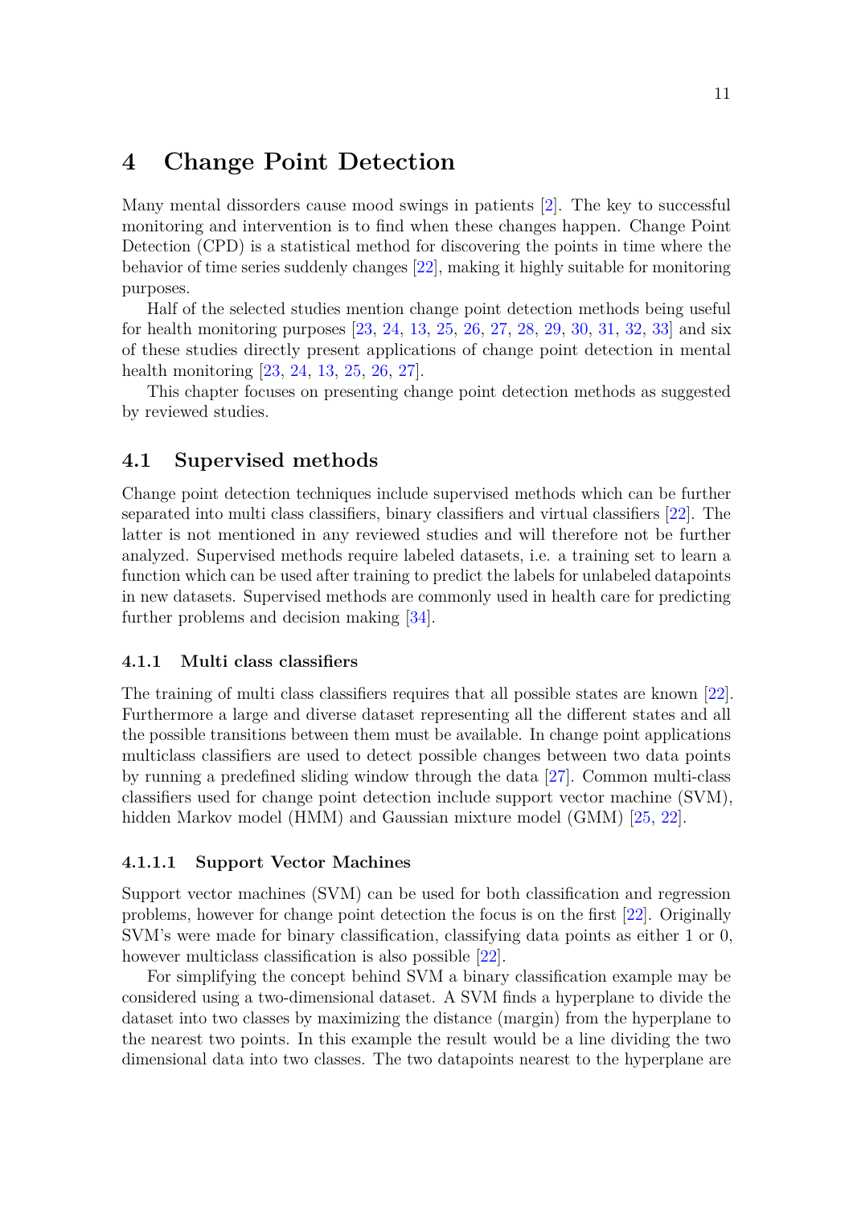# 4 Change Point Detection

Many mental dissorders cause mood swings in patients [2]. The key to successful monitoring and intervention is to find when these changes happen. Change Point Detection (CPD) is a statistical method for discovering the points in time where the behavior of time series suddenly changes [22], making it highly suitable for monitoring purposes.

Half of the selected studies mention change point detection methods being useful for health monitoring purposes [23, 24, 13, 25, 26, 27, 28, 29, 30, 31, 32, 33] and six of these studies directly present applications of change point detection in mental health monitoring [23, 24, 13, 25, 26, 27].

This chapter focuses on presenting change point detection methods as suggested by reviewed studies.

## 4.1 Supervised methods

Change point detection techniques include supervised methods which can be further separated into multi class classifiers, binary classifiers and virtual classifiers [22]. The latter is not mentioned in any reviewed studies and will therefore not be further analyzed. Supervised methods require labeled datasets, i.e. a training set to learn a function which can be used after training to predict the labels for unlabeled datapoints in new datasets. Supervised methods are commonly used in health care for predicting further problems and decision making [34].

### 4.1.1 Multi class classifiers

The training of multi class classifiers requires that all possible states are known [22]. Furthermore a large and diverse dataset representing all the different states and all the possible transitions between them must be available. In change point applications multiclass classifiers are used to detect possible changes between two data points by running a predefined sliding window through the data [27]. Common multi-class classifiers used for change point detection include support vector machine (SVM), hidden Markov model (HMM) and Gaussian mixture model (GMM) [25, 22].

#### 4.1.1.1 Support Vector Machines

Support vector machines (SVM) can be used for both classification and regression problems, however for change point detection the focus is on the first [22]. Originally SVM's were made for binary classification, classifying data points as either 1 or 0, however multiclass classification is also possible [22].

For simplifying the concept behind SVM a binary classification example may be considered using a two-dimensional dataset. A SVM finds a hyperplane to divide the dataset into two classes by maximizing the distance (margin) from the hyperplane to the nearest two points. In this example the result would be a line dividing the two dimensional data into two classes. The two datapoints nearest to the hyperplane are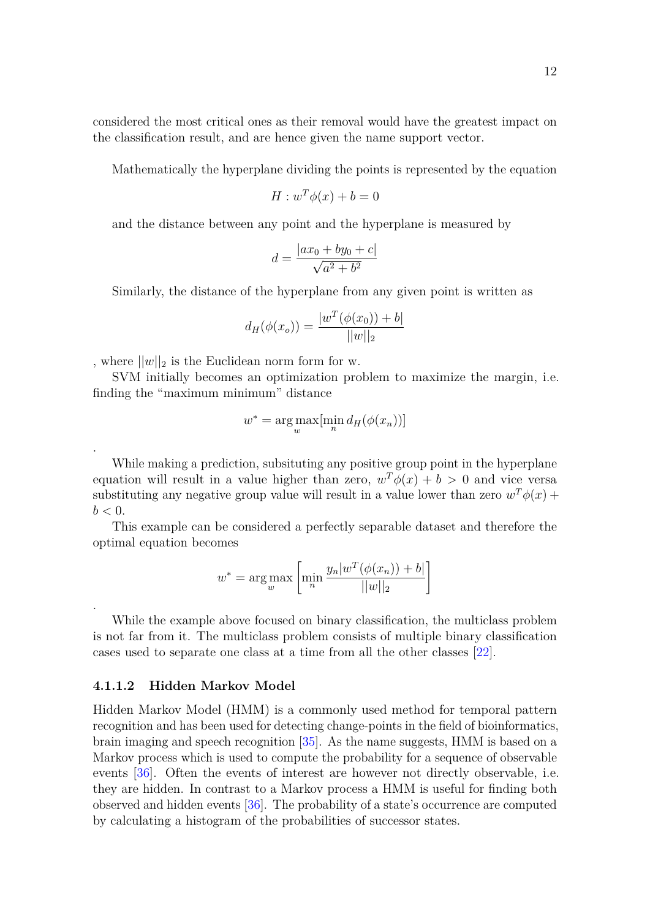considered the most critical ones as their removal would have the greatest impact on the classification result, and are hence given the name support vector.

Mathematically the hyperplane dividing the points is represented by the equation

$$H : w^T \phi(x) + b = 0$$

and the distance between any point and the hyperplane is measured by

$$d = \frac{|ax_0 + by_0 + c|}{\sqrt{a^2 + b^2}}$$

Similarly, the distance of the hyperplane from any given point is written as

$$d_H(\phi(x_o)) = \frac{|w^T(\phi(x_0)) + b|}{||w||_2}$$

, where $||w||_2$ is the Euclidean norm form for w.

SVM initially becomes an optimization problem to maximize the margin, i.e. finding the "maximum minimum" distance

$$w^* = \arg\max_w [\min_n d_H(\phi(x_n))]$$

.

While making a prediction, subsituting any positive group point in the hyperplane equation will result in a value higher than zero, $w^T\phi(x) + b > 0$ and vice versa substituting any negative group value will result in a value lower than zero $w^T\phi(x) + b < 0$.

This example can be considered a perfectly separable dataset and therefore the optimal equation becomes

$$w^* = \arg\max_w \left[ \min_n \frac{y_n|w^T(\phi(x_n)) + b|}{||w||_2} \right]$$

.

While the example above focused on binary classification, the multiclass problem is not far from it. The multiclass problem consists of multiple binary classification cases used to separate one class at a time from all the other classes [22].

#### 4.1.1.2 Hidden Markov Model

Hidden Markov Model (HMM) is a commonly used method for temporal pattern recognition and has been used for detecting change-points in the field of bioinformatics, brain imaging and speech recognition [35]. As the name suggests, HMM is based on a Markov process which is used to compute the probability for a sequence of observable events [36]. Often the events of interest are however not directly observable, i.e. they are hidden. In contrast to a Markov process a HMM is useful for finding both observed and hidden events [36]. The probability of a state's occurrence are computed by calculating a histogram of the probabilities of successor states.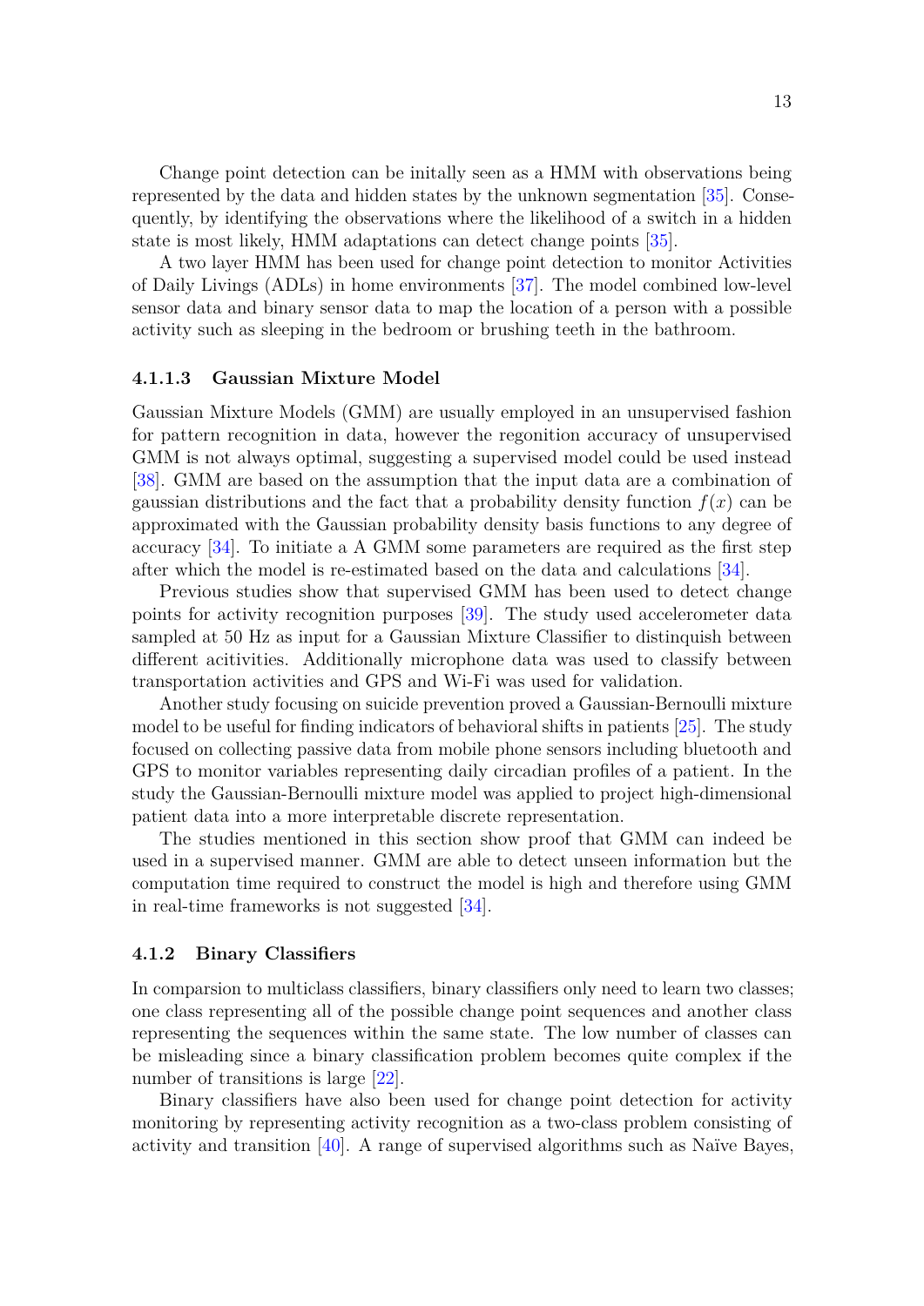Change point detection can be initally seen as a HMM with observations being represented by the data and hidden states by the unknown segmentation [35]. Consequently, by identifying the observations where the likelihood of a switch in a hidden state is most likely, HMM adaptations can detect change points [35].

A two layer HMM has been used for change point detection to monitor Activities of Daily Livings (ADLs) in home environments [37]. The model combined low-level sensor data and binary sensor data to map the location of a person with a possible activity such as sleeping in the bedroom or brushing teeth in the bathroom.

#### 4.1.1.3 Gaussian Mixture Model

Gaussian Mixture Models (GMM) are usually employed in an unsupervised fashion for pattern recognition in data, however the regonition accuracy of unsupervised GMM is not always optimal, suggesting a supervised model could be used instead [38]. GMM are based on the assumption that the input data are a combination of gaussian distributions and the fact that a probability density function $f(x)$ can be approximated with the Gaussian probability density basis functions to any degree of accuracy [34]. To initiate a A GMM some parameters are required as the first step after which the model is re-estimated based on the data and calculations [34].

Previous studies show that supervised GMM has been used to detect change points for activity recognition purposes [39]. The study used accelerometer data sampled at 50 Hz as input for a Gaussian Mixture Classifier to distinquish between different acitivities. Additionally microphone data was used to classify between transportation activities and GPS and Wi-Fi was used for validation.

Another study focusing on suicide prevention proved a Gaussian-Bernoulli mixture model to be useful for finding indicators of behavioral shifts in patients [25]. The study focused on collecting passive data from mobile phone sensors including bluetooth and GPS to monitor variables representing daily circadian profiles of a patient. In the study the Gaussian-Bernoulli mixture model was applied to project high-dimensional patient data into a more interpretable discrete representation.

The studies mentioned in this section show proof that GMM can indeed be used in a supervised manner. GMM are able to detect unseen information but the computation time required to construct the model is high and therefore using GMM in real-time frameworks is not suggested [34].

### 4.1.2 Binary Classifiers

In comparsion to multiclass classifiers, binary classifiers only need to learn two classes; one class representing all of the possible change point sequences and another class representing the sequences within the same state. The low number of classes can be misleading since a binary classification problem becomes quite complex if the number of transitions is large [22].

Binary classifiers have also been used for change point detection for activity monitoring by representing activity recognition as a two-class problem consisting of activity and transition [40]. A range of supervised algorithms such as Naïve Bayes,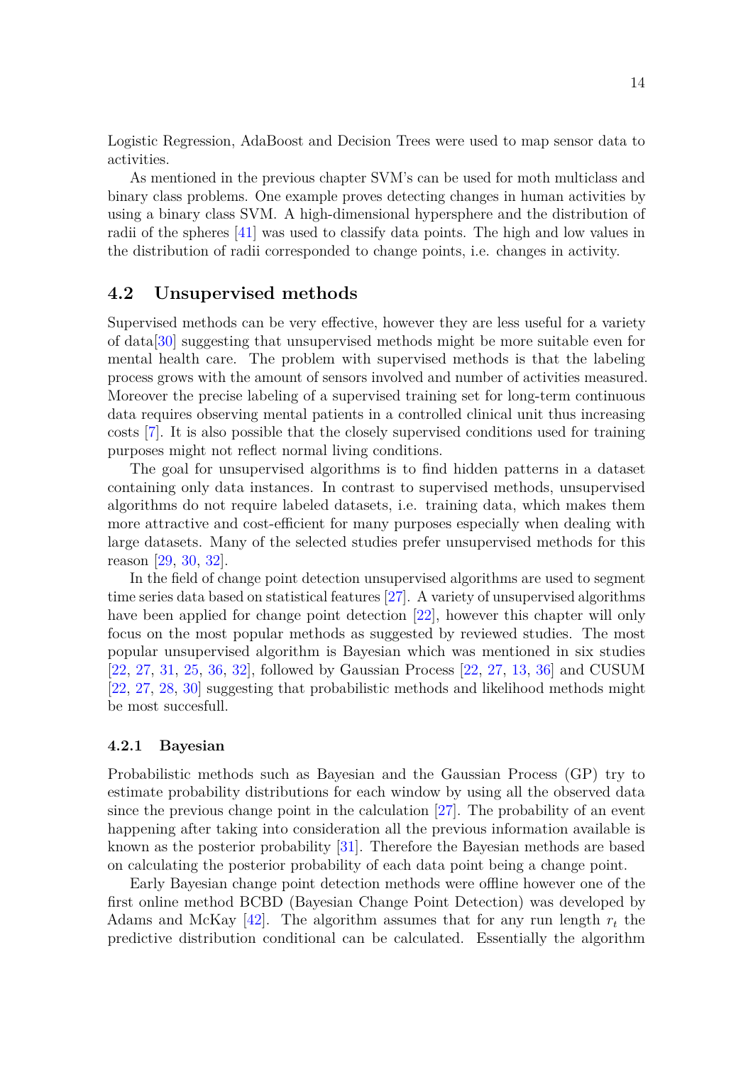Logistic Regression, AdaBoost and Decision Trees were used to map sensor data to activities.

As mentioned in the previous chapter SVM's can be used for moth multiclass and binary class problems. One example proves detecting changes in human activities by using a binary class SVM. A high-dimensional hypersphere and the distribution of radii of the spheres [41] was used to classify data points. The high and low values in the distribution of radii corresponded to change points, i.e. changes in activity.

## 4.2 Unsupervised methods

Supervised methods can be very effective, however they are less useful for a variety of data[30] suggesting that unsupervised methods might be more suitable even for mental health care. The problem with supervised methods is that the labeling process grows with the amount of sensors involved and number of activities measured. Moreover the precise labeling of a supervised training set for long-term continuous data requires observing mental patients in a controlled clinical unit thus increasing costs [7]. It is also possible that the closely supervised conditions used for training purposes might not reflect normal living conditions.

The goal for unsupervised algorithms is to find hidden patterns in a dataset containing only data instances. In contrast to supervised methods, unsupervised algorithms do not require labeled datasets, i.e. training data, which makes them more attractive and cost-efficient for many purposes especially when dealing with large datasets. Many of the selected studies prefer unsupervised methods for this reason [29, 30, 32].

In the field of change point detection unsupervised algorithms are used to segment time series data based on statistical features [27]. A variety of unsupervised algorithms have been applied for change point detection [22], however this chapter will only focus on the most popular methods as suggested by reviewed studies. The most popular unsupervised algorithm is Bayesian which was mentioned in six studies [22, 27, 31, 25, 36, 32], followed by Gaussian Process [22, 27, 13, 36] and CUSUM [22, 27, 28, 30] suggesting that probabilistic methods and likelihood methods might be most succesfull.

### 4.2.1 Bayesian

Probabilistic methods such as Bayesian and the Gaussian Process (GP) try to estimate probability distributions for each window by using all the observed data since the previous change point in the calculation [27]. The probability of an event happening after taking into consideration all the previous information available is known as the posterior probability [31]. Therefore the Bayesian methods are based on calculating the posterior probability of each data point being a change point.

Early Bayesian change point detection methods were offline however one of the first online method BCBD (Bayesian Change Point Detection) was developed by Adams and McKay [42]. The algorithm assumes that for any run length $r_t$ the predictive distribution conditional can be calculated. Essentially the algorithm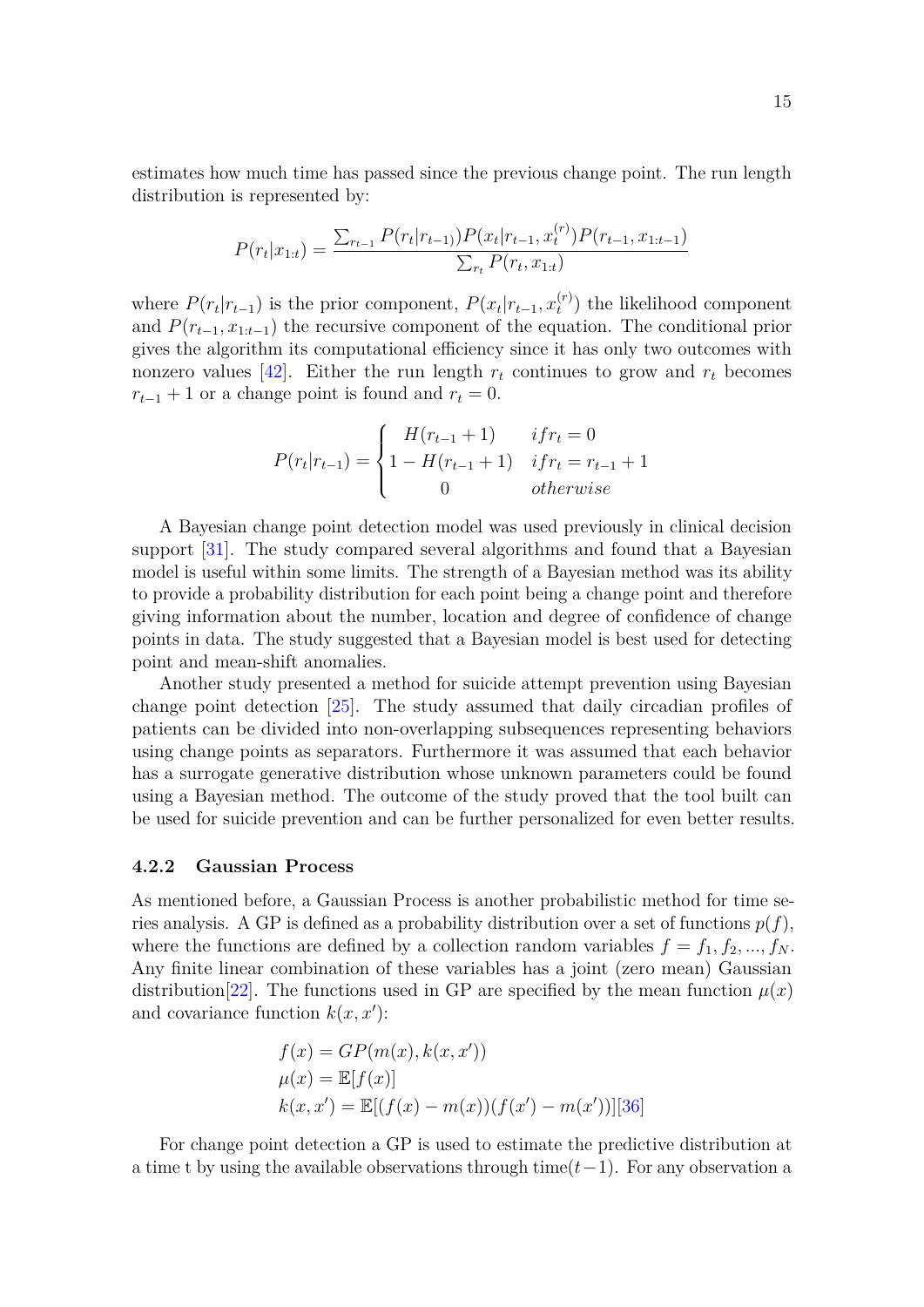estimates how much time has passed since the previous change point. The run length distribution is represented by:

$$P(r_t|x_{1:t}) = \frac{\sum_{r_{t-1}} P(r_t|r_{t-1})P(x_t|r_{t-1}, x_t^{(r)})P(r_{t-1}, x_{1:t-1})}{\sum_{r_t} P(r_t, x_{1:t})}$$

where $P(r_t|r_{t-1})$ is the prior component, $P(x_t|r_{t-1}, x_t^{(r)})$ the likelihood component and $P(r_{t-1}, x_{1:t-1})$ the recursive component of the equation. The conditional prior gives the algorithm its computational efficiency since it has only two outcomes with nonzero values [42]. Either the run length $r_t$ continues to grow and $r_t$ becomes $r_{t-1}+1$ or a change point is found and $r_t = 0$.

$$P(r_t|r_{t-1}) = \begin{cases} H(r_{t-1}+1) & if r_t = 0 \\ 1 - H(r_{t-1}+1) & if r_t = r_{t-1}+1 \\ 0 & otherwise \end{cases}$$

A Bayesian change point detection model was used previously in clinical decision support [31]. The study compared several algorithms and found that a Bayesian model is useful within some limits. The strength of a Bayesian method was its ability to provide a probability distribution for each point being a change point and therefore giving information about the number, location and degree of confidence of change points in data. The study suggested that a Bayesian model is best used for detecting point and mean-shift anomalies.

Another study presented a method for suicide attempt prevention using Bayesian change point detection [25]. The study assumed that daily circadian profiles of patients can be divided into non-overlapping subsequences representing behaviors using change points as separators. Furthermore it was assumed that each behavior has a surrogate generative distribution whose unknown parameters could be found using a Bayesian method. The outcome of the study proved that the tool built can be used for suicide prevention and can be further personalized for even better results.

### 4.2.2 Gaussian Process

As mentioned before, a Gaussian Process is another probabilistic method for time series analysis. A GP is defined as a probability distribution over a set of functions $p(f)$, where the functions are defined by a collection random variables $f = f_1, f_2, ..., f_N$. Any finite linear combination of these variables has a joint (zero mean) Gaussian distribution[22]. The functions used in GP are specified by the mean function $\mu(x)$ and covariance function $k(x, x')$:

$$f(x) = GP(m(x), k(x, x'))$$
$$\mu(x) = \mathbb{E}[f(x)]$$
$$k(x, x') = \mathbb{E}[(f(x) - m(x))(f(x') - m(x'))] [36]$$

For change point detection a GP is used to estimate the predictive distribution at a time t by using the available observations through time$(t-1)$. For any observation a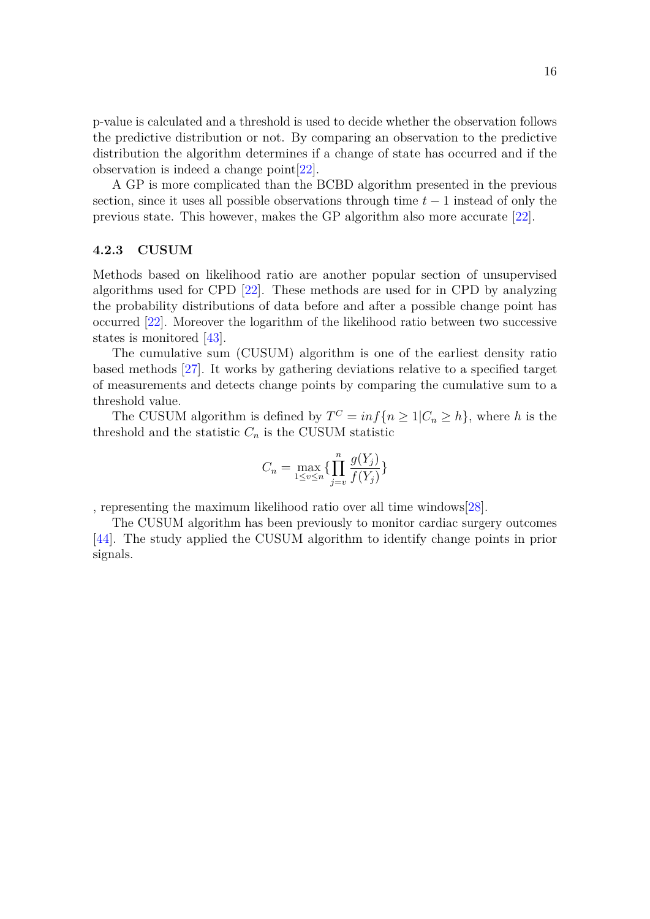p-value is calculated and a threshold is used to decide whether the observation follows the predictive distribution or not. By comparing an observation to the predictive distribution the algorithm determines if a change of state has occurred and if the observation is indeed a change point[22].

A GP is more complicated than the BCBD algorithm presented in the previous section, since it uses all possible observations through time $t-1$ instead of only the previous state. This however, makes the GP algorithm also more accurate [22].

### 4.2.3 CUSUM

Methods based on likelihood ratio are another popular section of unsupervised algorithms used for CPD [22]. These methods are used for in CPD by analyzing the probability distributions of data before and after a possible change point has occurred [22]. Moreover the logarithm of the likelihood ratio between two successive states is monitored [43].

The cumulative sum (CUSUM) algorithm is one of the earliest density ratio based methods [27]. It works by gathering deviations relative to a specified target of measurements and detects change points by comparing the cumulative sum to a threshold value.

The CUSUM algorithm is defined by $T^C = inf\{n \geq 1 | C_n \geq h\}$, where $h$ is the threshold and the statistic $C_n$ is the CUSUM statistic

$$C_n = \max_{1 \leq v \leq n} \{\prod_{j=v}^{n} \frac{g(Y_j)}{f(Y_j)}\}$$

, representing the maximum likelihood ratio over all time windows[28].

The CUSUM algorithm has been previously to monitor cardiac surgery outcomes [44]. The study applied the CUSUM algorithm to identify change points in prior signals.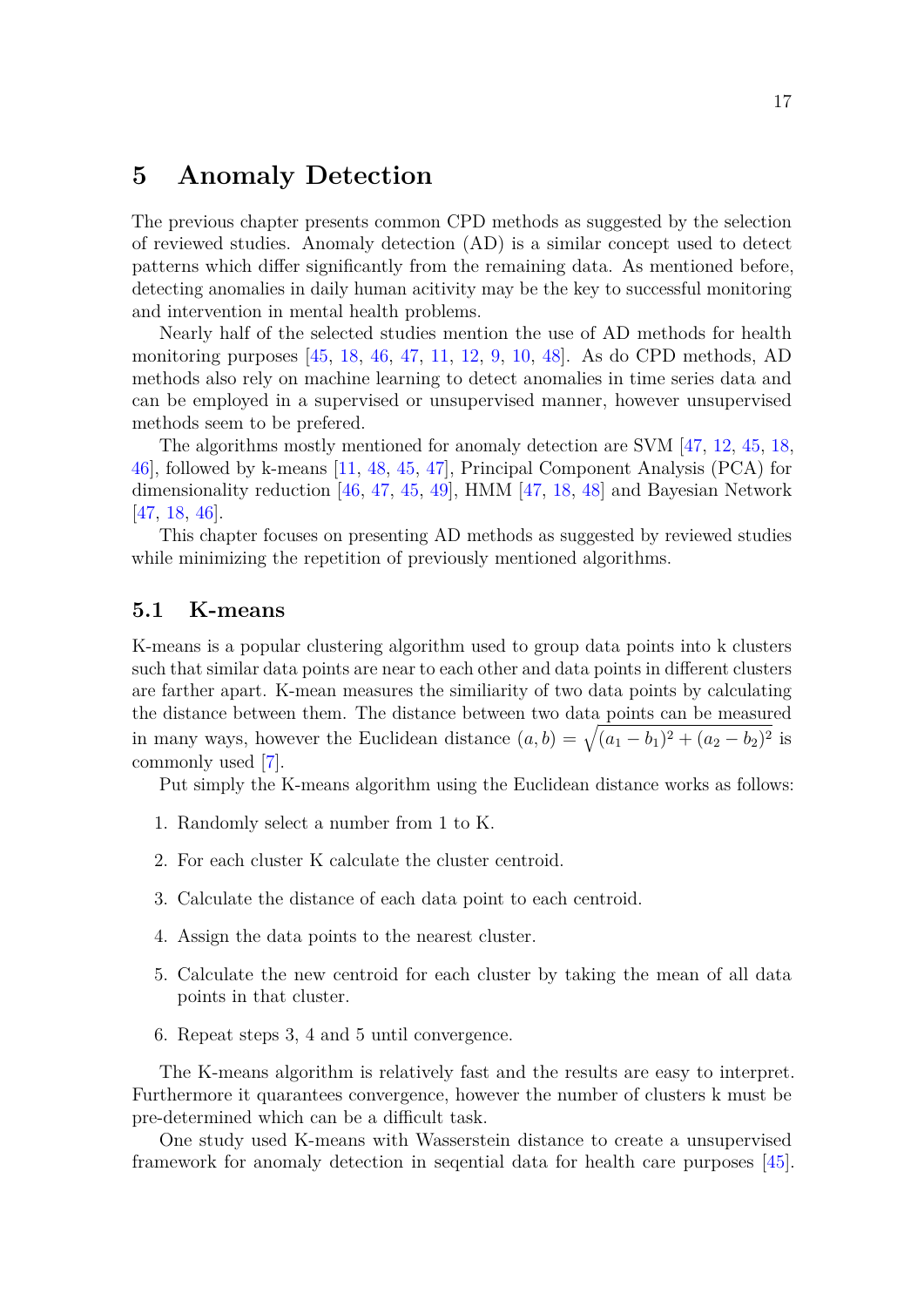# 5 Anomaly Detection

The previous chapter presents common CPD methods as suggested by the selection of reviewed studies. Anomaly detection (AD) is a similar concept used to detect patterns which differ significantly from the remaining data. As mentioned before, detecting anomalies in daily human acitivity may be the key to successful monitoring and intervention in mental health problems.

Nearly half of the selected studies mention the use of AD methods for health monitoring purposes [45, 18, 46, 47, 11, 12, 9, 10, 48]. As do CPD methods, AD methods also rely on machine learning to detect anomalies in time series data and can be employed in a supervised or unsupervised manner, however unsupervised methods seem to be prefered.

The algorithms mostly mentioned for anomaly detection are SVM [47, 12, 45, 18, 46], followed by k-means [11, 48, 45, 47], Principal Component Analysis (PCA) for dimensionality reduction [46, 47, 45, 49], HMM [47, 18, 48] and Bayesian Network [47, 18, 46].

This chapter focuses on presenting AD methods as suggested by reviewed studies while minimizing the repetition of previously mentioned algorithms.

## 5.1 K-means

K-means is a popular clustering algorithm used to group data points into k clusters such that similar data points are near to each other and data points in different clusters are farther apart. K-mean measures the similiarity of two data points by calculating the distance between them. The distance between two data points can be measured in many ways, however the Euclidean distance $(a, b) = \sqrt{(a_1 - b_1)^2 + (a_2 - b_2)^2}$ is commonly used [7].

Put simply the K-means algorithm using the Euclidean distance works as follows:

1. Randomly select a number from 1 to K.
2. For each cluster K calculate the cluster centroid.
3. Calculate the distance of each data point to each centroid.
4. Assign the data points to the nearest cluster.
5. Calculate the new centroid for each cluster by taking the mean of all data points in that cluster.
6. Repeat steps 3, 4 and 5 until convergence.

The K-means algorithm is relatively fast and the results are easy to interpret. Furthermore it quarantees convergence, however the number of clusters k must be pre-determined which can be a difficult task.

One study used K-means with Wasserstein distance to create a unsupervised framework for anomaly detection in seqential data for health care purposes [45].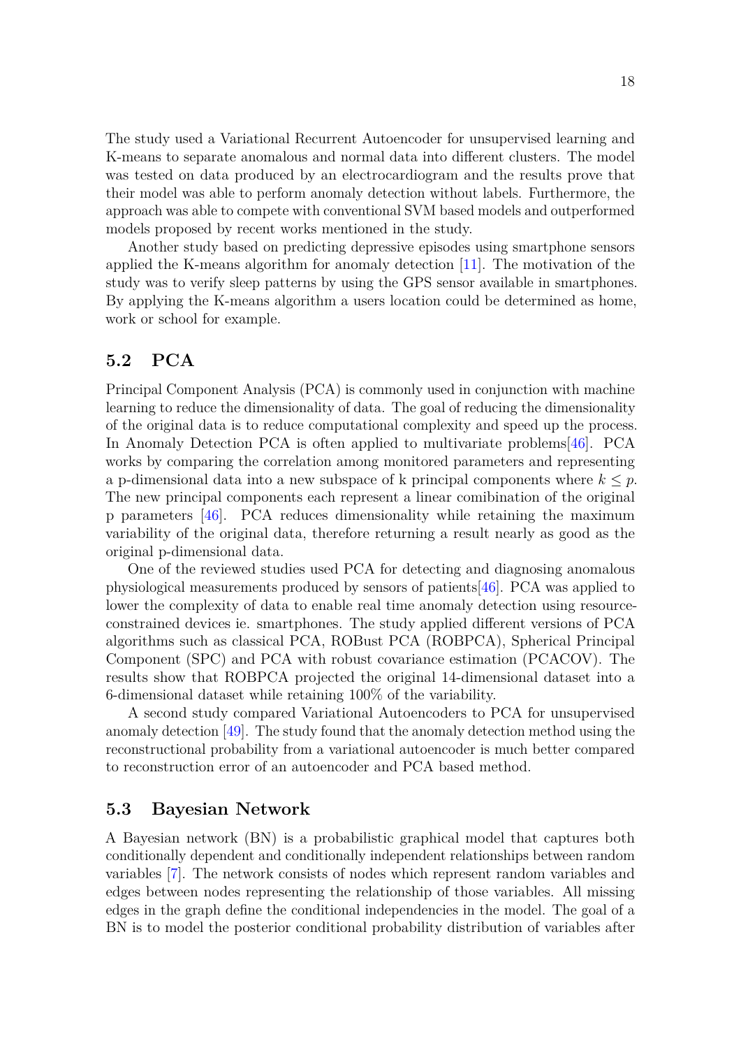The study used a Variational Recurrent Autoencoder for unsupervised learning and K-means to separate anomalous and normal data into different clusters. The model was tested on data produced by an electrocardiogram and the results prove that their model was able to perform anomaly detection without labels. Furthermore, the approach was able to compete with conventional SVM based models and outperformed models proposed by recent works mentioned in the study.

Another study based on predicting depressive episodes using smartphone sensors applied the K-means algorithm for anomaly detection [11]. The motivation of the study was to verify sleep patterns by using the GPS sensor available in smartphones. By applying the K-means algorithm a users location could be determined as home, work or school for example.

## 5.2 PCA

Principal Component Analysis (PCA) is commonly used in conjunction with machine learning to reduce the dimensionality of data. The goal of reducing the dimensionality of the original data is to reduce computational complexity and speed up the process. In Anomaly Detection PCA is often applied to multivariate problems[46]. PCA works by comparing the correlation among monitored parameters and representing a p-dimensional data into a new subspace of k principal components where $k \leq p$. The new principal components each represent a linear comibination of the original p parameters [46]. PCA reduces dimensionality while retaining the maximum variability of the original data, therefore returning a result nearly as good as the original p-dimensional data.

One of the reviewed studies used PCA for detecting and diagnosing anomalous physiological measurements produced by sensors of patients[46]. PCA was applied to lower the complexity of data to enable real time anomaly detection using resource-constrained devices ie. smartphones. The study applied different versions of PCA algorithms such as classical PCA, ROBust PCA (ROBPCA), Spherical Principal Component (SPC) and PCA with robust covariance estimation (PCACOV). The results show that ROBPCA projected the original 14-dimensional dataset into a 6-dimensional dataset while retaining 100% of the variability.

A second study compared Variational Autoencoders to PCA for unsupervised anomaly detection [49]. The study found that the anomaly detection method using the reconstructional probability from a variational autoencoder is much better compared to reconstruction error of an autoencoder and PCA based method.

## 5.3 Bayesian Network

A Bayesian network (BN) is a probabilistic graphical model that captures both conditionally dependent and conditionally independent relationships between random variables [7]. The network consists of nodes which represent random variables and edges between nodes representing the relationship of those variables. All missing edges in the graph define the conditional independencies in the model. The goal of a BN is to model the posterior conditional probability distribution of variables after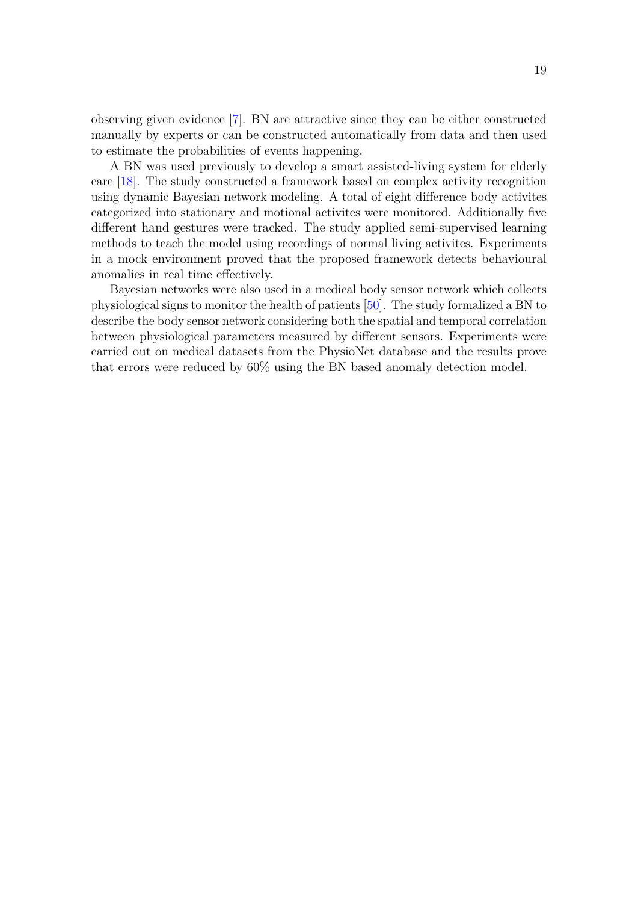observing given evidence [7]. BN are attractive since they can be either constructed manually by experts or can be constructed automatically from data and then used to estimate the probabilities of events happening.

A BN was used previously to develop a smart assisted-living system for elderly care [18]. The study constructed a framework based on complex activity recognition using dynamic Bayesian network modeling. A total of eight difference body activites categorized into stationary and motional activites were monitored. Additionally five different hand gestures were tracked. The study applied semi-supervised learning methods to teach the model using recordings of normal living activites. Experiments in a mock environment proved that the proposed framework detects behavioural anomalies in real time effectively.

Bayesian networks were also used in a medical body sensor network which collects physiological signs to monitor the health of patients [50]. The study formalized a BN to describe the body sensor network considering both the spatial and temporal correlation between physiological parameters measured by different sensors. Experiments were carried out on medical datasets from the PhysioNet database and the results prove that errors were reduced by 60% using the BN based anomaly detection model.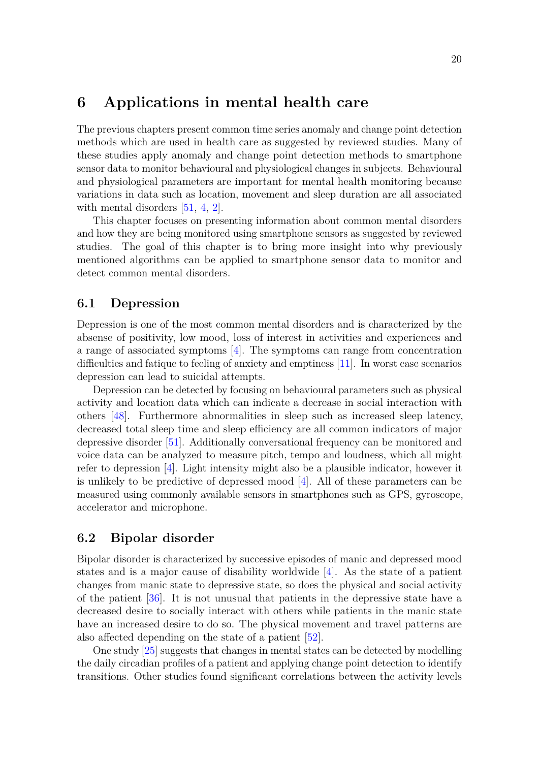# 6 Applications in mental health care

The previous chapters present common time series anomaly and change point detection methods which are used in health care as suggested by reviewed studies. Many of these studies apply anomaly and change point detection methods to smartphone sensor data to monitor behavioural and physiological changes in subjects. Behavioural and physiological parameters are important for mental health monitoring because variations in data such as location, movement and sleep duration are all associated with mental disorders [51, 4, 2].

This chapter focuses on presenting information about common mental disorders and how they are being monitored using smartphone sensors as suggested by reviewed studies. The goal of this chapter is to bring more insight into why previously mentioned algorithms can be applied to smartphone sensor data to monitor and detect common mental disorders.

## 6.1 Depression

Depression is one of the most common mental disorders and is characterized by the absense of positivity, low mood, loss of interest in activities and experiences and a range of associated symptoms [4]. The symptoms can range from concentration difficulties and fatique to feeling of anxiety and emptiness [11]. In worst case scenarios depression can lead to suicidal attempts.

Depression can be detected by focusing on behavioural parameters such as physical activity and location data which can indicate a decrease in social interaction with others [48]. Furthermore abnormalities in sleep such as increased sleep latency, decreased total sleep time and sleep efficiency are all common indicators of major depressive disorder [51]. Additionally conversational frequency can be monitored and voice data can be analyzed to measure pitch, tempo and loudness, which all might refer to depression [4]. Light intensity might also be a plausible indicator, however it is unlikely to be predictive of depressed mood [4]. All of these parameters can be measured using commonly available sensors in smartphones such as GPS, gyroscope, accelerator and microphone.

## 6.2 Bipolar disorder

Bipolar disorder is characterized by successive episodes of manic and depressed mood states and is a major cause of disability worldwide [4]. As the state of a patient changes from manic state to depressive state, so does the physical and social activity of the patient [36]. It is not unusual that patients in the depressive state have a decreased desire to socially interact with others while patients in the manic state have an increased desire to do so. The physical movement and travel patterns are also affected depending on the state of a patient [52].

One study [25] suggests that changes in mental states can be detected by modelling the daily circadian profiles of a patient and applying change point detection to identify transitions. Other studies found significant correlations between the activity levels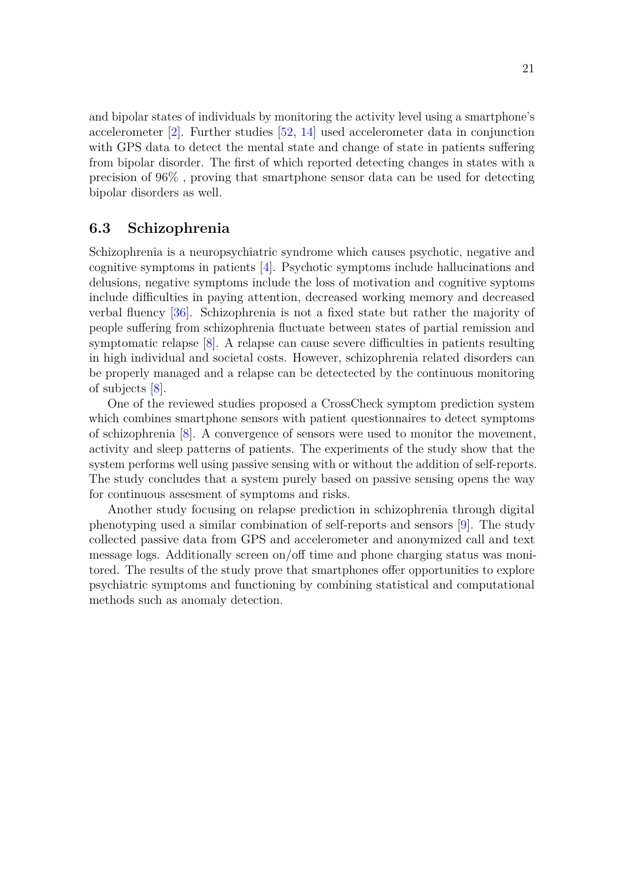and bipolar states of individuals by monitoring the activity level using a smartphone's accelerometer [2]. Further studies [52, 14] used accelerometer data in conjunction with GPS data to detect the mental state and change of state in patients suffering from bipolar disorder. The first of which reported detecting changes in states with a precision of 96% , proving that smartphone sensor data can be used for detecting bipolar disorders as well.

### 6.3 Schizophrenia

Schizophrenia is a neuropsychiatric syndrome which causes psychotic, negative and cognitive symptoms in patients [4]. Psychotic symptoms include hallucinations and delusions, negative symptoms include the loss of motivation and cognitive syptoms include difficulties in paying attention, decreased working memory and decreased verbal fluency [36]. Schizophrenia is not a fixed state but rather the majority of people suffering from schizophrenia fluctuate between states of partial remission and symptomatic relapse [8]. A relapse can cause severe difficulties in patients resulting in high individual and societal costs. However, schizophrenia related disorders can be properly managed and a relapse can be detectected by the continuous monitoring of subjects [8].

One of the reviewed studies proposed a CrossCheck symptom prediction system which combines smartphone sensors with patient questionnaires to detect symptoms of schizophrenia [8]. A convergence of sensors were used to monitor the movement, activity and sleep patterns of patients. The experiments of the study show that the system performs well using passive sensing with or without the addition of self-reports. The study concludes that a system purely based on passive sensing opens the way for continuous assesment of symptoms and risks.

Another study focusing on relapse prediction in schizophrenia through digital phenotyping used a similar combination of self-reports and sensors [9]. The study collected passive data from GPS and accelerometer and anonymized call and text message logs. Additionally screen on/off time and phone charging status was monitored. The results of the study prove that smartphones offer opportunities to explore psychiatric symptoms and functioning by combining statistical and computational methods such as anomaly detection.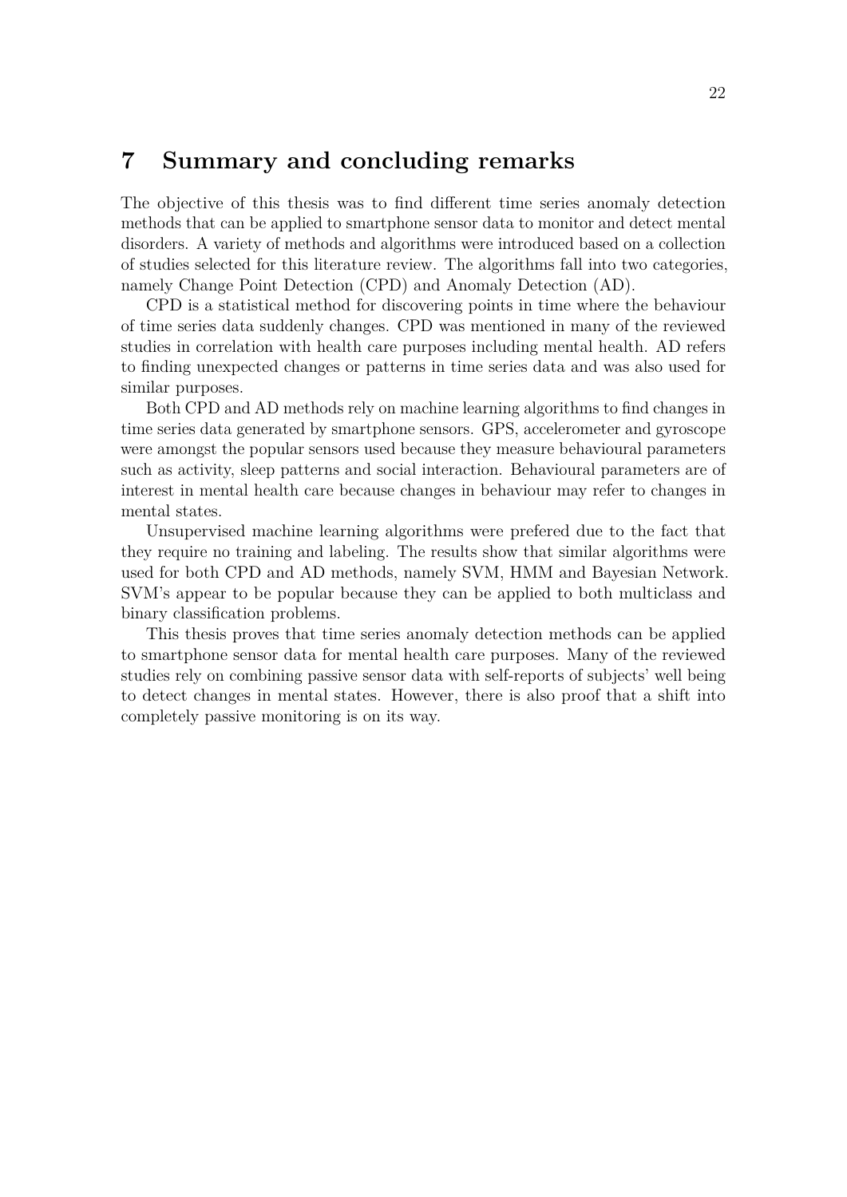# 7 Summary and concluding remarks

The objective of this thesis was to find different time series anomaly detection methods that can be applied to smartphone sensor data to monitor and detect mental disorders. A variety of methods and algorithms were introduced based on a collection of studies selected for this literature review. The algorithms fall into two categories, namely Change Point Detection (CPD) and Anomaly Detection (AD).

CPD is a statistical method for discovering points in time where the behaviour of time series data suddenly changes. CPD was mentioned in many of the reviewed studies in correlation with health care purposes including mental health. AD refers to finding unexpected changes or patterns in time series data and was also used for similar purposes.

Both CPD and AD methods rely on machine learning algorithms to find changes in time series data generated by smartphone sensors. GPS, accelerometer and gyroscope were amongst the popular sensors used because they measure behavioural parameters such as activity, sleep patterns and social interaction. Behavioural parameters are of interest in mental health care because changes in behaviour may refer to changes in mental states.

Unsupervised machine learning algorithms were prefered due to the fact that they require no training and labeling. The results show that similar algorithms were used for both CPD and AD methods, namely SVM, HMM and Bayesian Network. SVM's appear to be popular because they can be applied to both multiclass and binary classification problems.

This thesis proves that time series anomaly detection methods can be applied to smartphone sensor data for mental health care purposes. Many of the reviewed studies rely on combining passive sensor data with self-reports of subjects' well being to detect changes in mental states. However, there is also proof that a shift into completely passive monitoring is on its way.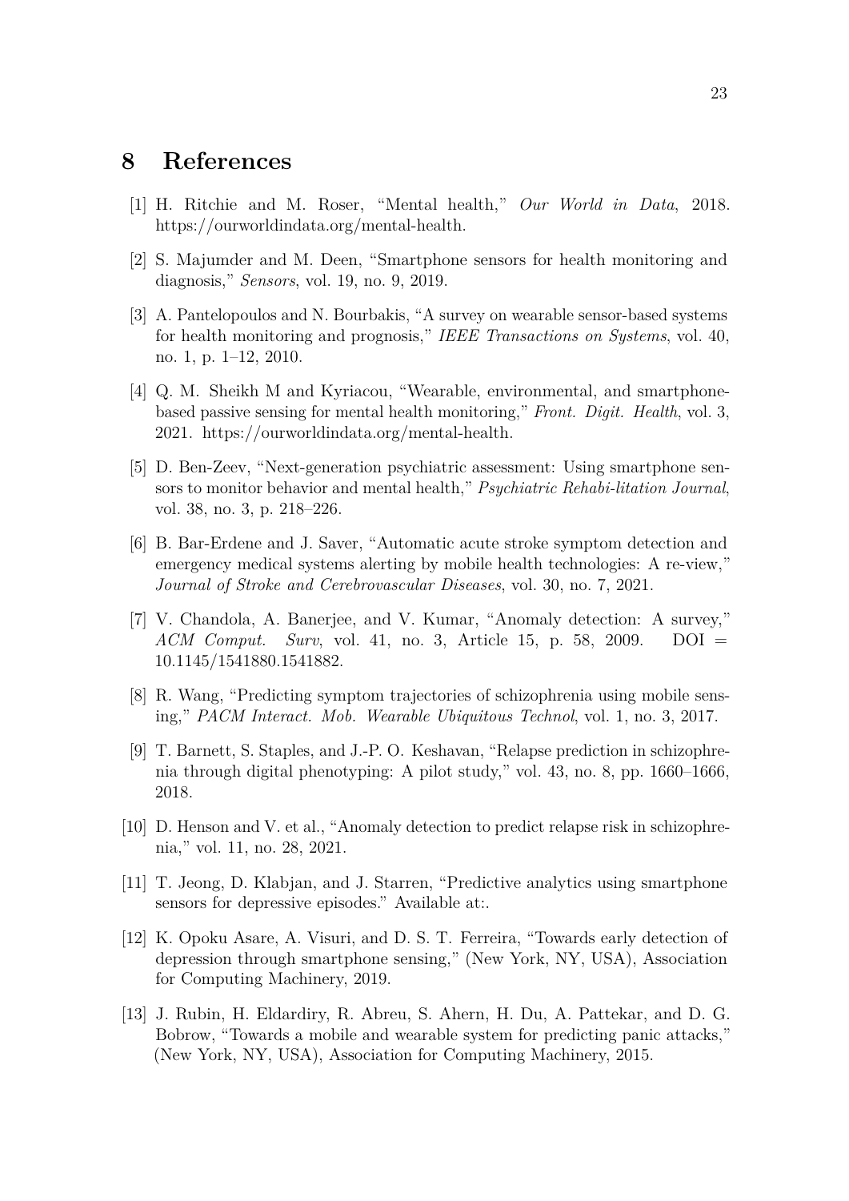# 8 References

[1] H. Ritchie and M. Roser, "Mental health," *Our World in Data*, 2018. https://ourworldindata.org/mental-health.

[2] S. Majumder and M. Deen, "Smartphone sensors for health monitoring and diagnosis," *Sensors*, vol. 19, no. 9, 2019.

[3] A. Pantelopoulos and N. Bourbakis, "A survey on wearable sensor-based systems for health monitoring and prognosis," *IEEE Transactions on Systems*, vol. 40, no. 1, p. 1–12, 2010.

[4] Q. M. Sheikh M and Kyriacou, "Wearable, environmental, and smartphone-based passive sensing for mental health monitoring," *Front. Digit. Health*, vol. 3, 2021. https://ourworldindata.org/mental-health.

[5] D. Ben-Zeev, "Next-generation psychiatric assessment: Using smartphone sensors to monitor behavior and mental health," *Psychiatric Rehabi-litation Journal*, vol. 38, no. 3, p. 218–226.

[6] B. Bar-Erdene and J. Saver, "Automatic acute stroke symptom detection and emergency medical systems alerting by mobile health technologies: A re-view," *Journal of Stroke and Cerebrovascular Diseases*, vol. 30, no. 7, 2021.

[7] V. Chandola, A. Banerjee, and V. Kumar, "Anomaly detection: A survey," *ACM Comput. Surv*, vol. 41, no. 3, Article 15, p. 58, 2009. DOI = 10.1145/1541880.1541882.

[8] R. Wang, "Predicting symptom trajectories of schizophrenia using mobile sensing," *PACM Interact. Mob. Wearable Ubiquitous Technol*, vol. 1, no. 3, 2017.

[9] T. Barnett, S. Staples, and J.-P. O. Keshavan, "Relapse prediction in schizophrenia through digital phenotyping: A pilot study," vol. 43, no. 8, pp. 1660–1666, 2018.

[10] D. Henson and V. et al., "Anomaly detection to predict relapse risk in schizophrenia," vol. 11, no. 28, 2021.

[11] T. Jeong, D. Klabjan, and J. Starren, "Predictive analytics using smartphone sensors for depressive episodes." Available at:.

[12] K. Opoku Asare, A. Visuri, and D. S. T. Ferreira, "Towards early detection of depression through smartphone sensing," (New York, NY, USA), Association for Computing Machinery, 2019.

[13] J. Rubin, H. Eldardiry, R. Abreu, S. Ahern, H. Du, A. Pattekar, and D. G. Bobrow, "Towards a mobile and wearable system for predicting panic attacks," (New York, NY, USA), Association for Computing Machinery, 2015.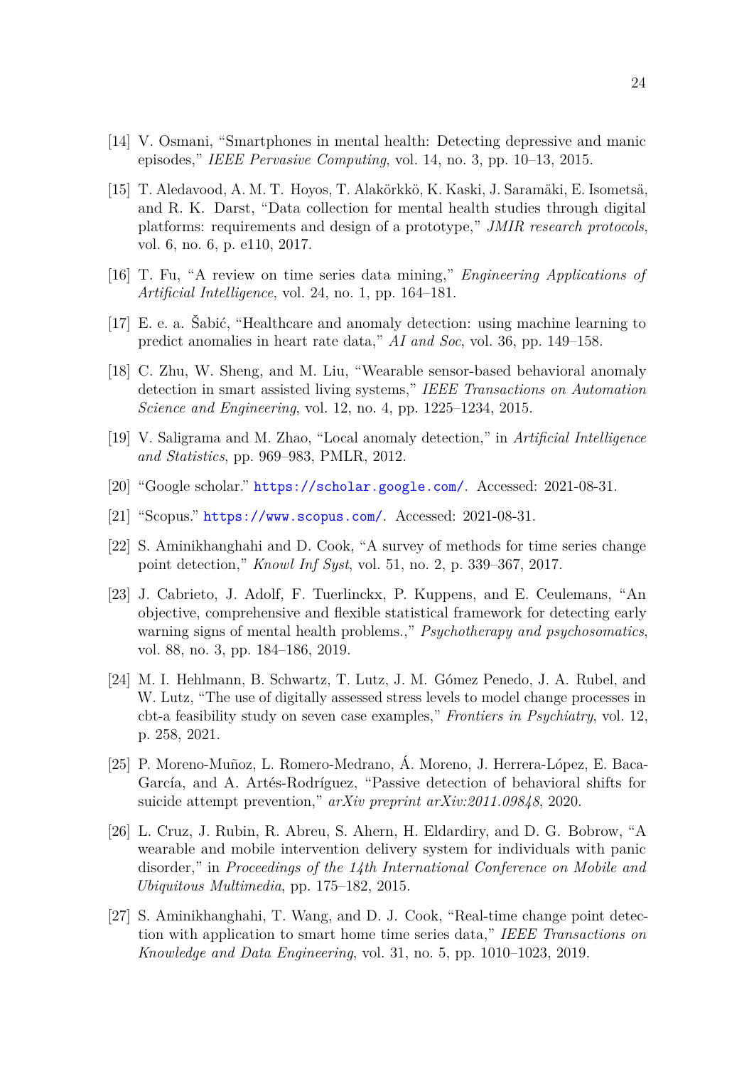[14] V. Osmani, "Smartphones in mental health: Detecting depressive and manic episodes," *IEEE Pervasive Computing*, vol. 14, no. 3, pp. 10–13, 2015.

[15] T. Aledavood, A. M. T. Hoyos, T. Alakörkkö, K. Kaski, J. Saramäki, E. Isometsä, and R. K. Darst, "Data collection for mental health studies through digital platforms: requirements and design of a prototype," *JMIR research protocols*, vol. 6, no. 6, p. e110, 2017.

[16] T. Fu, "A review on time series data mining," *Engineering Applications of Artificial Intelligence*, vol. 24, no. 1, pp. 164–181.

[17] E. e. a. Šabić, "Healthcare and anomaly detection: using machine learning to predict anomalies in heart rate data," *AI and Soc*, vol. 36, pp. 149–158.

[18] C. Zhu, W. Sheng, and M. Liu, "Wearable sensor-based behavioral anomaly detection in smart assisted living systems," *IEEE Transactions on Automation Science and Engineering*, vol. 12, no. 4, pp. 1225–1234, 2015.

[19] V. Saligrama and M. Zhao, "Local anomaly detection," in *Artificial Intelligence and Statistics*, pp. 969–983, PMLR, 2012.

[20] "Google scholar." https://scholar.google.com/. Accessed: 2021-08-31.

[21] "Scopus." https://www.scopus.com/. Accessed: 2021-08-31.

[22] S. Aminikhanghahi and D. Cook, "A survey of methods for time series change point detection," *Knowl Inf Syst*, vol. 51, no. 2, p. 339–367, 2017.

[23] J. Cabrieto, J. Adolf, F. Tuerlinckx, P. Kuppens, and E. Ceulemans, "An objective, comprehensive and flexible statistical framework for detecting early warning signs of mental health problems.," *Psychotherapy and psychosomatics*, vol. 88, no. 3, pp. 184–186, 2019.

[24] M. I. Hehlmann, B. Schwartz, T. Lutz, J. M. Gómez Penedo, J. A. Rubel, and W. Lutz, "The use of digitally assessed stress levels to model change processes in cbt-a feasibility study on seven case examples," *Frontiers in Psychiatry*, vol. 12, p. 258, 2021.

[25] P. Moreno-Muñoz, L. Romero-Medrano, Á. Moreno, J. Herrera-López, E. Baca-García, and A. Artés-Rodríguez, "Passive detection of behavioral shifts for suicide attempt prevention," *arXiv preprint arXiv:2011.09848*, 2020.

[26] L. Cruz, J. Rubin, R. Abreu, S. Ahern, H. Eldardiry, and D. G. Bobrow, "A wearable and mobile intervention delivery system for individuals with panic disorder," in *Proceedings of the 14th International Conference on Mobile and Ubiquitous Multimedia*, pp. 175–182, 2015.

[27] S. Aminikhanghahi, T. Wang, and D. J. Cook, "Real-time change point detection with application to smart home time series data," *IEEE Transactions on Knowledge and Data Engineering*, vol. 31, no. 5, pp. 1010–1023, 2019.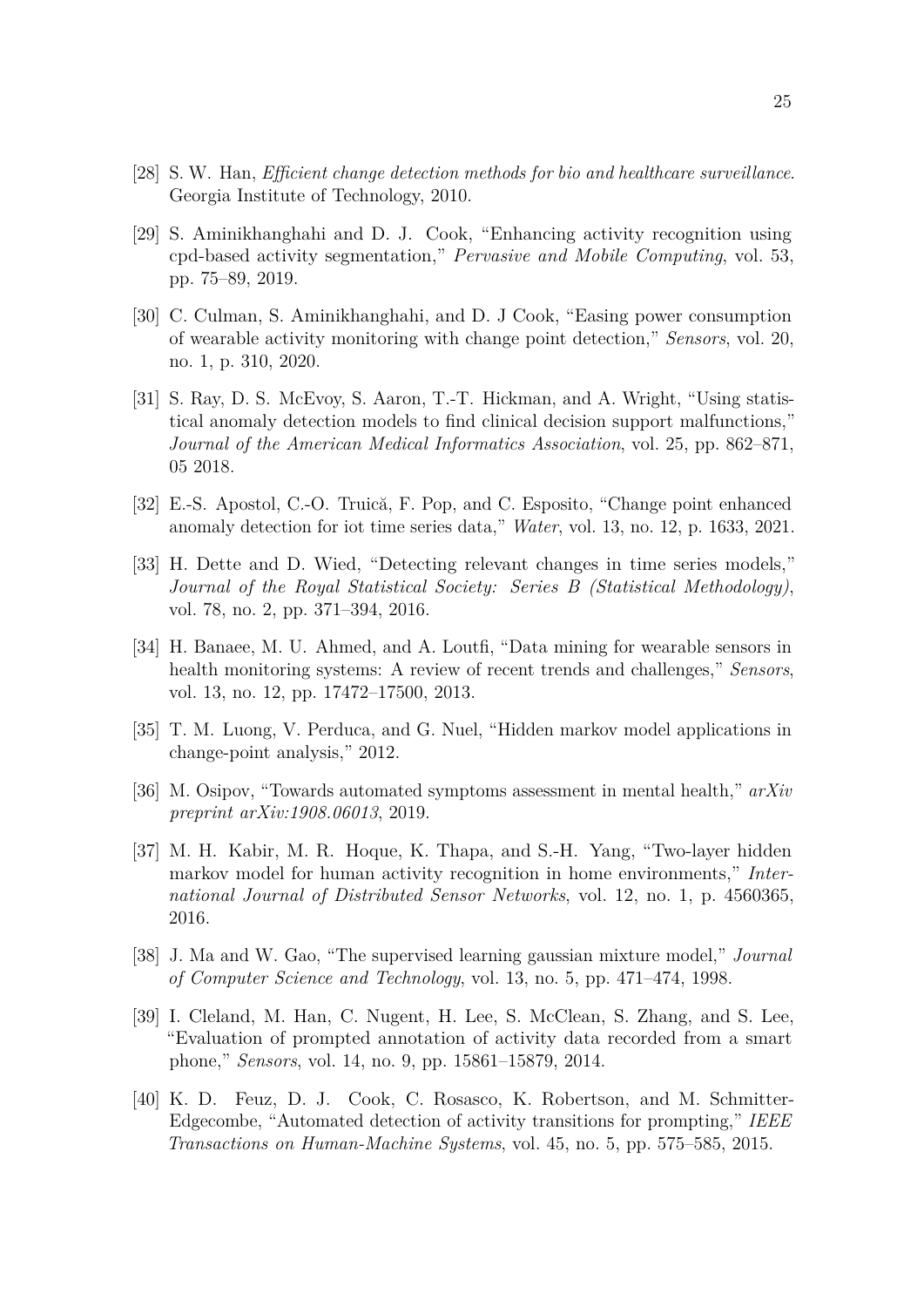[28] S. W. Han, *Efficient change detection methods for bio and healthcare surveillance*. Georgia Institute of Technology, 2010.

[29] S. Aminikhanghahi and D. J. Cook, "Enhancing activity recognition using cpd-based activity segmentation," *Pervasive and Mobile Computing*, vol. 53, pp. 75–89, 2019.

[30] C. Culman, S. Aminikhanghahi, and D. J Cook, "Easing power consumption of wearable activity monitoring with change point detection," *Sensors*, vol. 20, no. 1, p. 310, 2020.

[31] S. Ray, D. S. McEvoy, S. Aaron, T.-T. Hickman, and A. Wright, "Using statistical anomaly detection models to find clinical decision support malfunctions," *Journal of the American Medical Informatics Association*, vol. 25, pp. 862–871, 05 2018.

[32] E.-S. Apostol, C.-O. Truică, F. Pop, and C. Esposito, "Change point enhanced anomaly detection for iot time series data," *Water*, vol. 13, no. 12, p. 1633, 2021.

[33] H. Dette and D. Wied, "Detecting relevant changes in time series models," *Journal of the Royal Statistical Society: Series B (Statistical Methodology)*, vol. 78, no. 2, pp. 371–394, 2016.

[34] H. Banaee, M. U. Ahmed, and A. Loutfi, "Data mining for wearable sensors in health monitoring systems: A review of recent trends and challenges," *Sensors*, vol. 13, no. 12, pp. 17472–17500, 2013.

[35] T. M. Luong, V. Perduca, and G. Nuel, "Hidden markov model applications in change-point analysis," 2012.

[36] M. Osipov, "Towards automated symptoms assessment in mental health," *arXiv preprint arXiv:1908.06013*, 2019.

[37] M. H. Kabir, M. R. Hoque, K. Thapa, and S.-H. Yang, "Two-layer hidden markov model for human activity recognition in home environments," *International Journal of Distributed Sensor Networks*, vol. 12, no. 1, p. 4560365, 2016.

[38] J. Ma and W. Gao, "The supervised learning gaussian mixture model," *Journal of Computer Science and Technology*, vol. 13, no. 5, pp. 471–474, 1998.

[39] I. Cleland, M. Han, C. Nugent, H. Lee, S. McClean, S. Zhang, and S. Lee, "Evaluation of prompted annotation of activity data recorded from a smart phone," *Sensors*, vol. 14, no. 9, pp. 15861–15879, 2014.

[40] K. D. Feuz, D. J. Cook, C. Rosasco, K. Robertson, and M. Schmitter-Edgecombe, "Automated detection of activity transitions for prompting," *IEEE Transactions on Human-Machine Systems*, vol. 45, no. 5, pp. 575–585, 2015.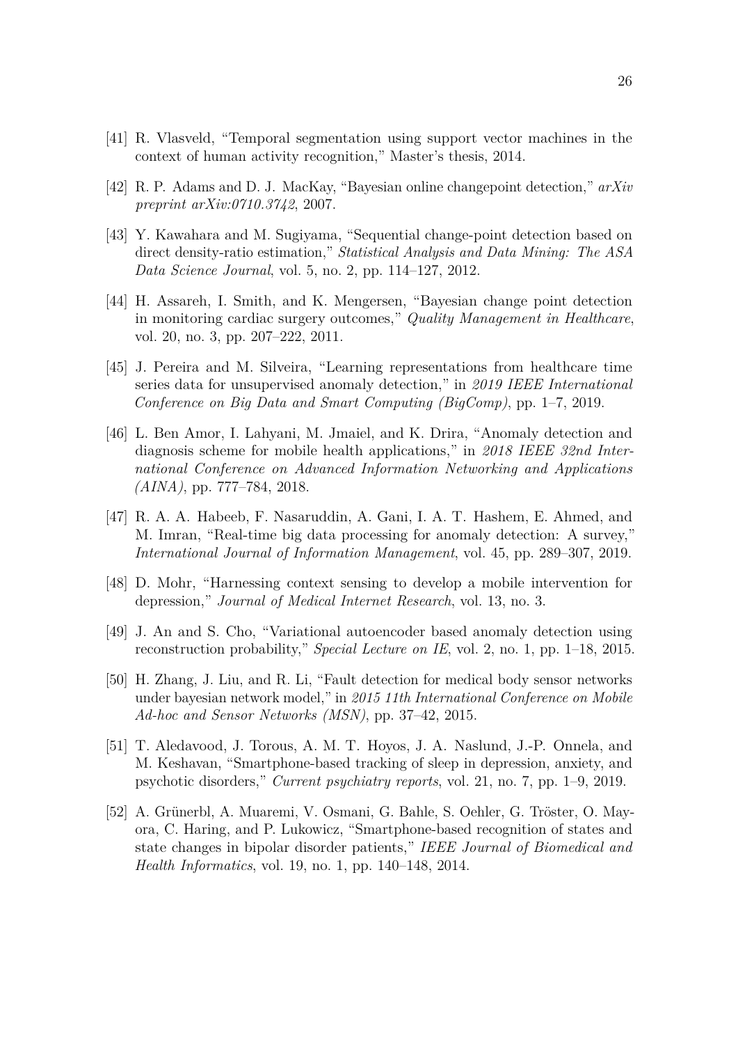[41] R. Vlasveld, "Temporal segmentation using support vector machines in the context of human activity recognition," Master's thesis, 2014.

[42] R. P. Adams and D. J. MacKay, "Bayesian online changepoint detection," *arXiv preprint arXiv:0710.3742*, 2007.

[43] Y. Kawahara and M. Sugiyama, "Sequential change-point detection based on direct density-ratio estimation," *Statistical Analysis and Data Mining: The ASA Data Science Journal*, vol. 5, no. 2, pp. 114–127, 2012.

[44] H. Assareh, I. Smith, and K. Mengersen, "Bayesian change point detection in monitoring cardiac surgery outcomes," *Quality Management in Healthcare*, vol. 20, no. 3, pp. 207–222, 2011.

[45] J. Pereira and M. Silveira, "Learning representations from healthcare time series data for unsupervised anomaly detection," in *2019 IEEE International Conference on Big Data and Smart Computing (BigComp)*, pp. 1–7, 2019.

[46] L. Ben Amor, I. Lahyani, M. Jmaiel, and K. Drira, "Anomaly detection and diagnosis scheme for mobile health applications," in *2018 IEEE 32nd International Conference on Advanced Information Networking and Applications (AINA)*, pp. 777–784, 2018.

[47] R. A. A. Habeeb, F. Nasaruddin, A. Gani, I. A. T. Hashem, E. Ahmed, and M. Imran, "Real-time big data processing for anomaly detection: A survey," *International Journal of Information Management*, vol. 45, pp. 289–307, 2019.

[48] D. Mohr, "Harnessing context sensing to develop a mobile intervention for depression," *Journal of Medical Internet Research*, vol. 13, no. 3.

[49] J. An and S. Cho, "Variational autoencoder based anomaly detection using reconstruction probability," *Special Lecture on IE*, vol. 2, no. 1, pp. 1–18, 2015.

[50] H. Zhang, J. Liu, and R. Li, "Fault detection for medical body sensor networks under bayesian network model," in *2015 11th International Conference on Mobile Ad-hoc and Sensor Networks (MSN)*, pp. 37–42, 2015.

[51] T. Aledavood, J. Torous, A. M. T. Hoyos, J. A. Naslund, J.-P. Onnela, and M. Keshavan, "Smartphone-based tracking of sleep in depression, anxiety, and psychotic disorders," *Current psychiatry reports*, vol. 21, no. 7, pp. 1–9, 2019.

[52] A. Grünerbl, A. Muaremi, V. Osmani, G. Bahle, S. Oehler, G. Tröster, O. Mayora, C. Haring, and P. Lukowicz, "Smartphone-based recognition of states and state changes in bipolar disorder patients," *IEEE Journal of Biomedical and Health Informatics*, vol. 19, no. 1, pp. 140–148, 2014.